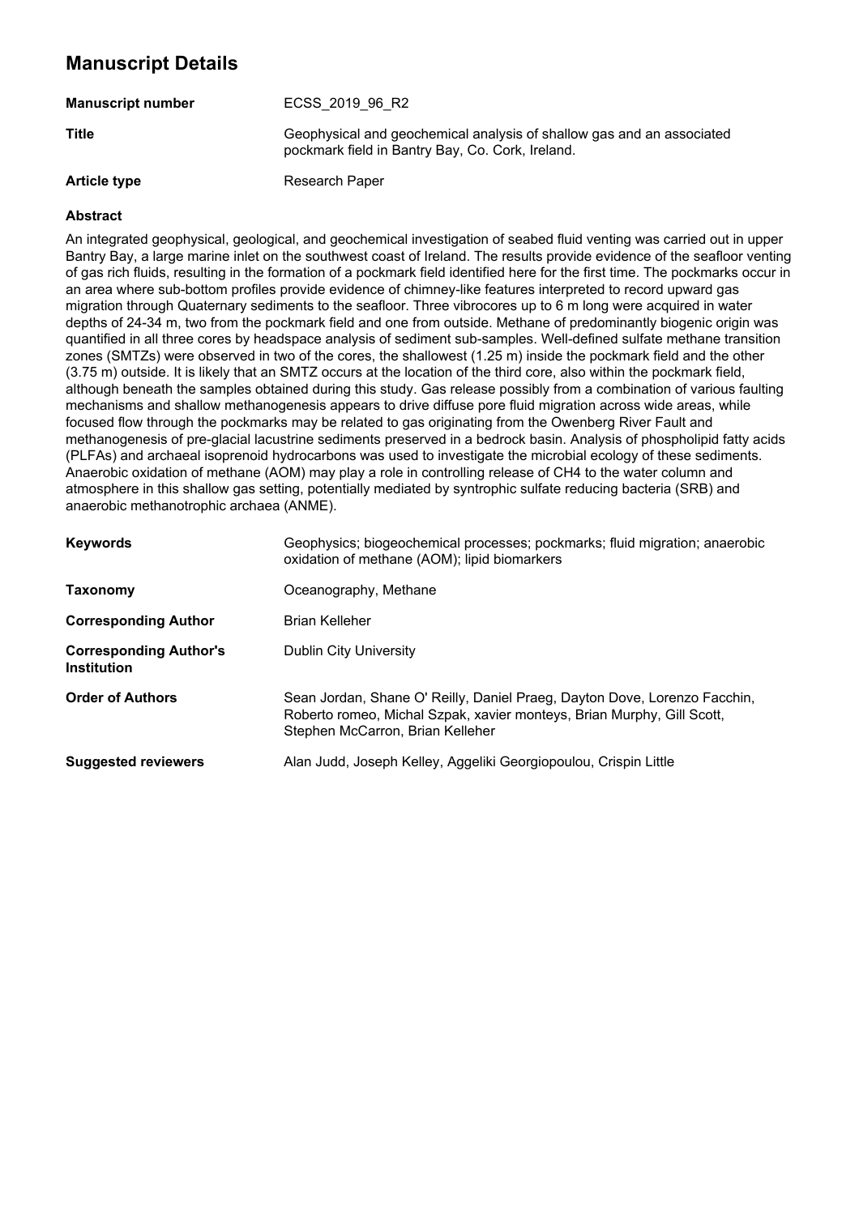# Manuscript Details

| | |
|---|---|
| **Manuscript number** | ECSS_2019_96_R2 |
| **Title** | Geophysical and geochemical analysis of shallow gas and an associated pockmark field in Bantry Bay, Co. Cork, Ireland. |
| **Article type** | Research Paper |

### Abstract

An integrated geophysical, geological, and geochemical investigation of seabed fluid venting was carried out in upper Bantry Bay, a large marine inlet on the southwest coast of Ireland. The results provide evidence of the seafloor venting of gas rich fluids, resulting in the formation of a pockmark field identified here for the first time. The pockmarks occur in an area where sub-bottom profiles provide evidence of chimney-like features interpreted to record upward gas migration through Quaternary sediments to the seafloor. Three vibrocores up to 6 m long were acquired in water depths of 24-34 m, two from the pockmark field and one from outside. Methane of predominantly biogenic origin was quantified in all three cores by headspace analysis of sediment sub-samples. Well-defined sulfate methane transition zones (SMTZs) were observed in two of the cores, the shallowest (1.25 m) inside the pockmark field and the other (3.75 m) outside. It is likely that an SMTZ occurs at the location of the third core, also within the pockmark field, although beneath the samples obtained during this study. Gas release possibly from a combination of various faulting mechanisms and shallow methanogenesis appears to drive diffuse pore fluid migration across wide areas, while focused flow through the pockmarks may be related to gas originating from the Owenberg River Fault and methanogenesis of pre-glacial lacustrine sediments preserved in a bedrock basin. Analysis of phospholipid fatty acids (PLFAs) and archaeal isoprenoid hydrocarbons was used to investigate the microbial ecology of these sediments. Anaerobic oxidation of methane (AOM) may play a role in controlling release of $CH_4$ to the water column and atmosphere in this shallow gas setting, potentially mediated by syntrophic sulfate reducing bacteria (SRB) and anaerobic methanotrophic archaea (ANME).

| | |
|---|---|
| **Keywords** | Geophysics; biogeochemical processes; pockmarks; fluid migration; anaerobic oxidation of methane (AOM); lipid biomarkers |
| **Taxonomy** | Oceanography, Methane |
| **Corresponding Author** | Brian Kelleher |
| **Corresponding Author's Institution** | Dublin City University |
| **Order of Authors** | Sean Jordan, Shane O' Reilly, Daniel Praeg, Dayton Dove, Lorenzo Facchin, Roberto romeo, Michal Szpak, xavier monteys, Brian Murphy, Gill Scott, Stephen McCarron, Brian Kelleher |
| **Suggested reviewers** | Alan Judd, Joseph Kelley, Aggeliki Georgiopoulou, Crispin Little |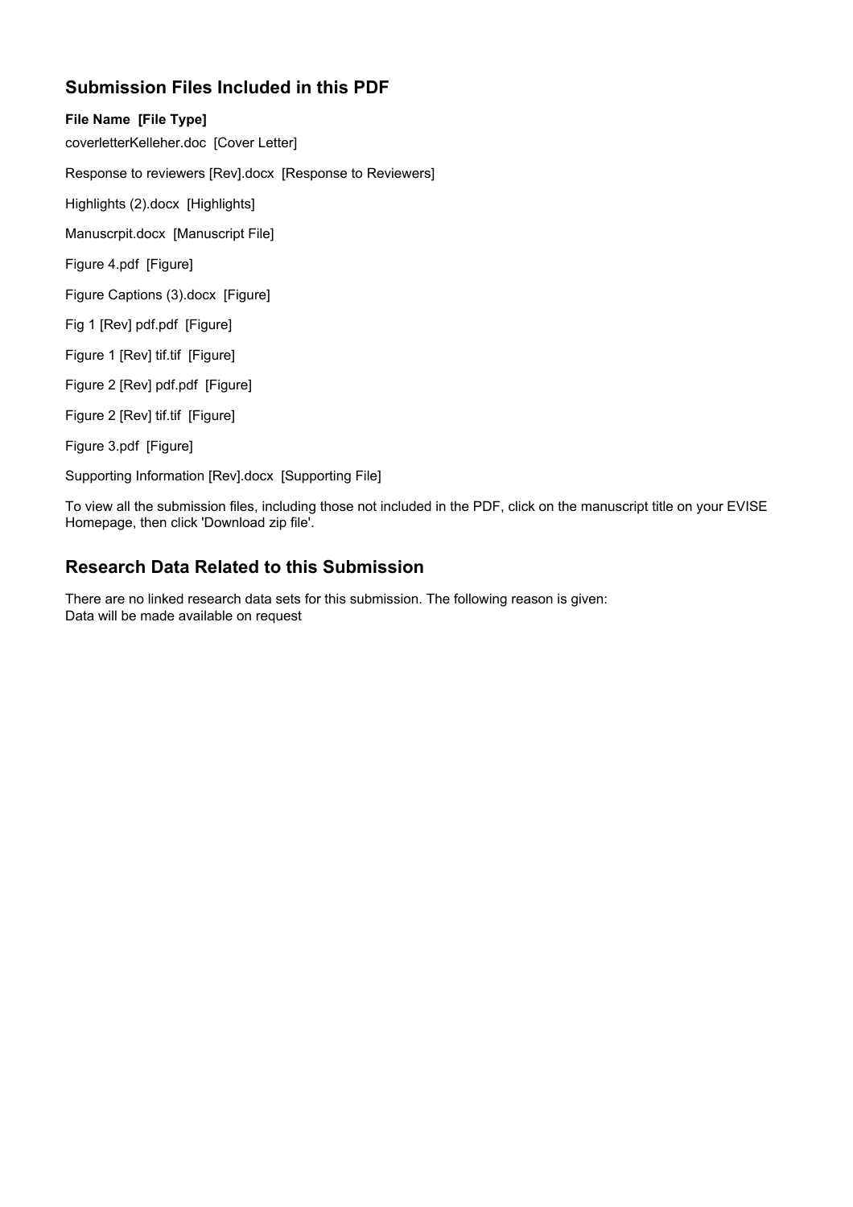## Submission Files Included in this PDF

**File Name [File Type]**

coverletterKelleher.doc [Cover Letter]

Response to reviewers [Rev].docx [Response to Reviewers]

Highlights (2).docx [Highlights]

Manuscrpit.docx [Manuscript File]

Figure 4.pdf [Figure]

Figure Captions (3).docx [Figure]

Fig 1 [Rev] pdf.pdf [Figure]

Figure 1 [Rev] tif.tif [Figure]

Figure 2 [Rev] pdf.pdf [Figure]

Figure 2 [Rev] tif.tif [Figure]

Figure 3.pdf [Figure]

Supporting Information [Rev].docx [Supporting File]

To view all the submission files, including those not included in the PDF, click on the manuscript title on your EVISE Homepage, then click 'Download zip file'.

## Research Data Related to this Submission

There are no linked research data sets for this submission. The following reason is given:
Data will be made available on request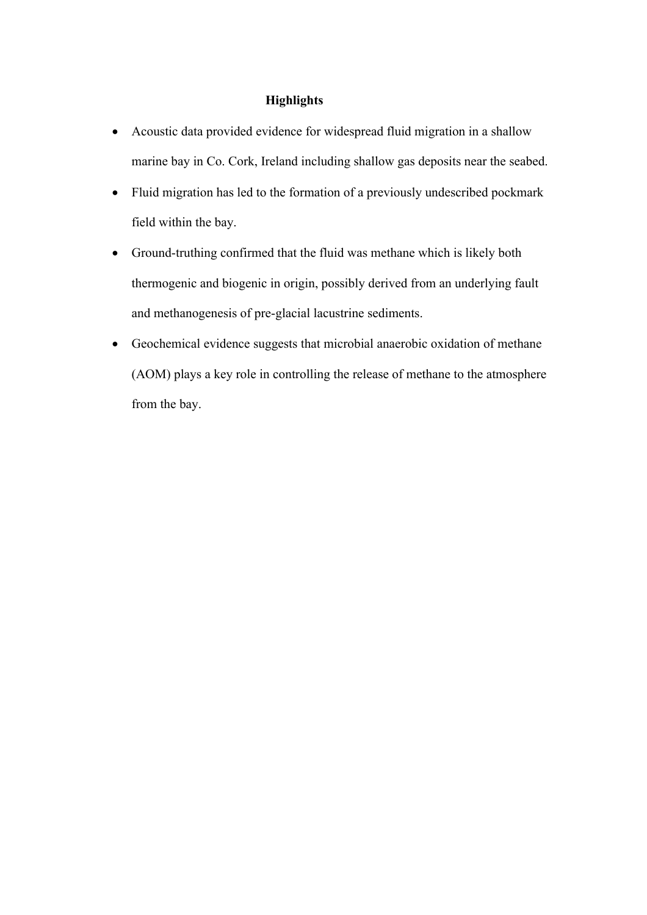## Highlights

- Acoustic data provided evidence for widespread fluid migration in a shallow marine bay in Co. Cork, Ireland including shallow gas deposits near the seabed.
- Fluid migration has led to the formation of a previously undescribed pockmark field within the bay.
- Ground-truthing confirmed that the fluid was methane which is likely both thermogenic and biogenic in origin, possibly derived from an underlying fault and methanogenesis of pre-glacial lacustrine sediments.
- Geochemical evidence suggests that microbial anaerobic oxidation of methane (AOM) plays a key role in controlling the release of methane to the atmosphere from the bay.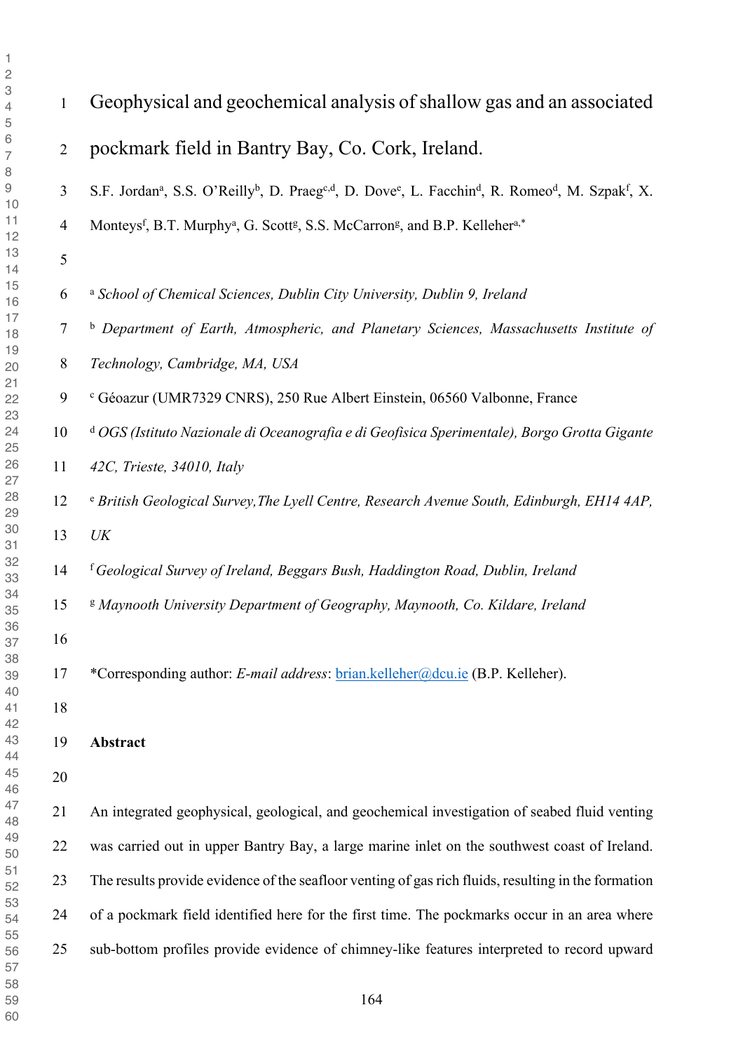# Geophysical and geochemical analysis of shallow gas and an associated pockmark field in Bantry Bay, Co. Cork, Ireland.

S.F. Jordan[a], S.S. O'Reilly[b], D. Praeg[c,d], D. Dove[e], L. Facchin[d], R. Romeo[d], M. Szpak[f], X. Monteys[f], B.T. Murphy[a], G. Scott[g], S.S. McCarron[g], and B.P. Kelleher[a,*]

[a] *School of Chemical Sciences, Dublin City University, Dublin 9, Ireland*

[b] *Department of Earth, Atmospheric, and Planetary Sciences, Massachusetts Institute of Technology, Cambridge, MA, USA*

[c] Géoazur (UMR7329 CNRS), 250 Rue Albert Einstein, 06560 Valbonne, France

[d] *OGS (Istituto Nazionale di Oceanografia e di Geofisica Sperimentale), Borgo Grotta Gigante 42C, Trieste, 34010, Italy*

[e] *British Geological Survey,The Lyell Centre, Research Avenue South, Edinburgh, EH14 4AP, UK*

[f] *Geological Survey of Ireland, Beggars Bush, Haddington Road, Dublin, Ireland*

[g] *Maynooth University Department of Geography, Maynooth, Co. Kildare, Ireland*

*Corresponding author: *E-mail address*: brian.kelleher@dcu.ie (B.P. Kelleher).

**Abstract**

An integrated geophysical, geological, and geochemical investigation of seabed fluid venting was carried out in upper Bantry Bay, a large marine inlet on the southwest coast of Ireland. The results provide evidence of the seafloor venting of gas rich fluids, resulting in the formation of a pockmark field identified here for the first time. The pockmarks occur in an area where sub-bottom profiles provide evidence of chimney-like features interpreted to record upward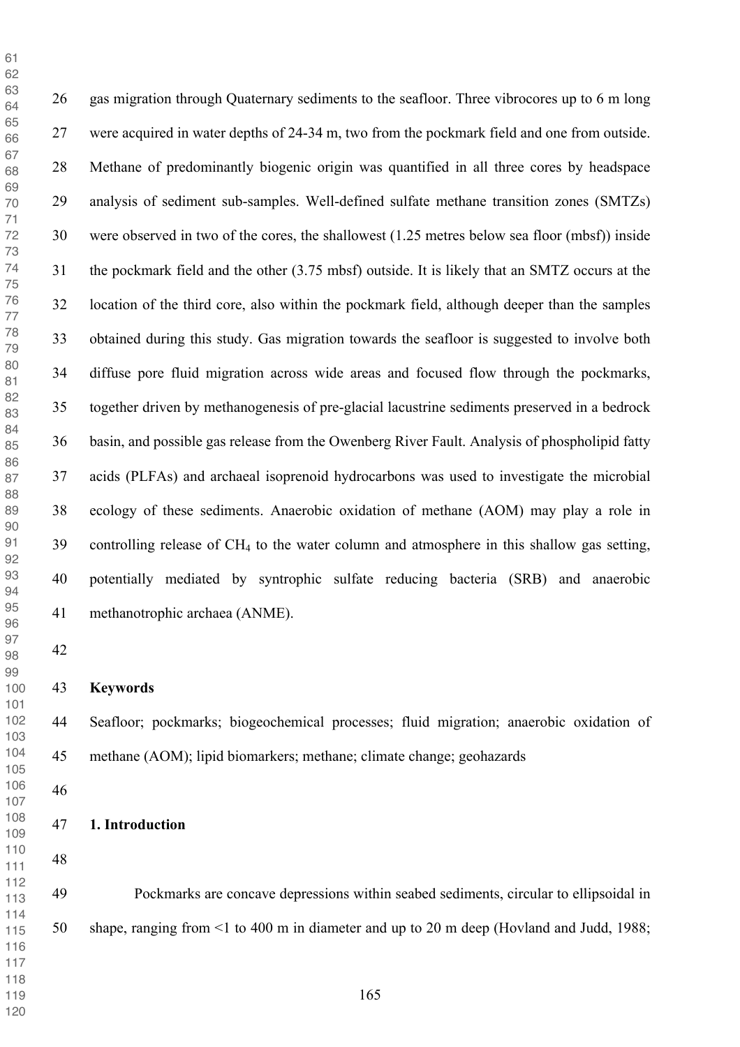gas migration through Quaternary sediments to the seafloor. Three vibrocores up to 6 m long were acquired in water depths of 24-34 m, two from the pockmark field and one from outside. Methane of predominantly biogenic origin was quantified in all three cores by headspace analysis of sediment sub-samples. Well-defined sulfate methane transition zones (SMTZs) were observed in two of the cores, the shallowest (1.25 metres below sea floor (mbsf)) inside the pockmark field and the other (3.75 mbsf) outside. It is likely that an SMTZ occurs at the location of the third core, also within the pockmark field, although deeper than the samples obtained during this study. Gas migration towards the seafloor is suggested to involve both diffuse pore fluid migration across wide areas and focused flow through the pockmarks, together driven by methanogenesis of pre-glacial lacustrine sediments preserved in a bedrock basin, and possible gas release from the Owenberg River Fault. Analysis of phospholipid fatty acids (PLFAs) and archaeal isoprenoid hydrocarbons was used to investigate the microbial ecology of these sediments. Anaerobic oxidation of methane (AOM) may play a role in controlling release of $CH_4$ to the water column and atmosphere in this shallow gas setting, potentially mediated by syntrophic sulfate reducing bacteria (SRB) and anaerobic methanotrophic archaea (ANME).

**Keywords**

Seafloor; pockmarks; biogeochemical processes; fluid migration; anaerobic oxidation of methane (AOM); lipid biomarkers; methane; climate change; geohazards

## 1. Introduction

Pockmarks are concave depressions within seabed sediments, circular to ellipsoidal in shape, ranging from <1 to 400 m in diameter and up to 20 m deep (Hovland and Judd, 1988;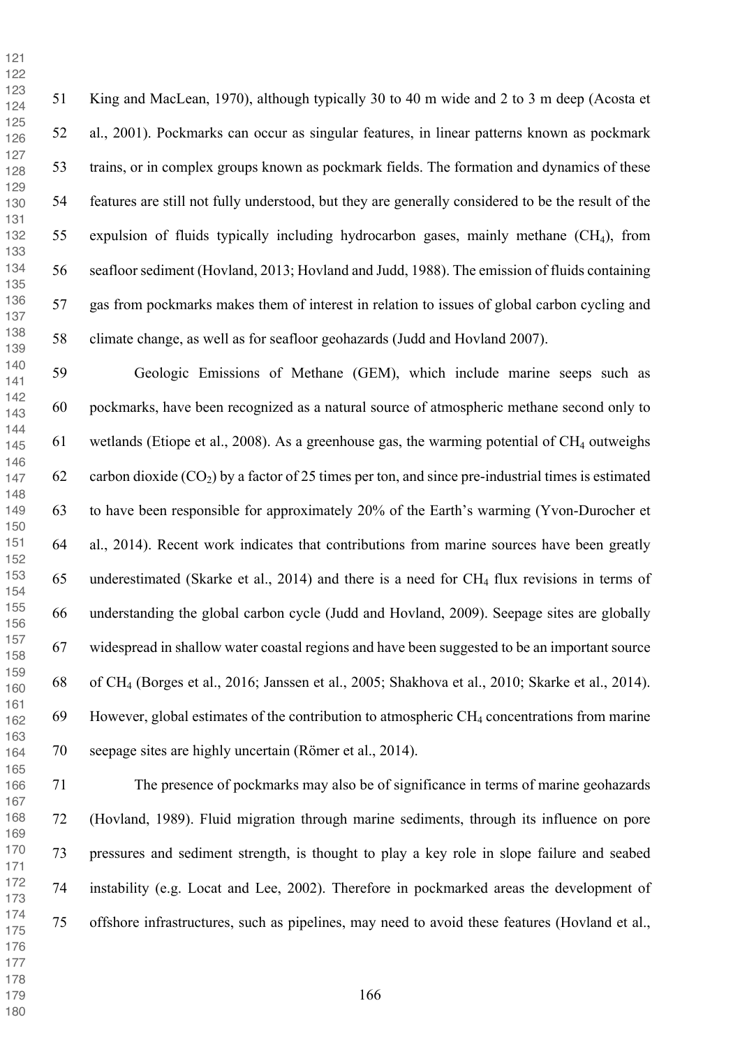King and MacLean, 1970), although typically 30 to 40 m wide and 2 to 3 m deep (Acosta et al., 2001). Pockmarks can occur as singular features, in linear patterns known as pockmark trains, or in complex groups known as pockmark fields. The formation and dynamics of these features are still not fully understood, but they are generally considered to be the result of the expulsion of fluids typically including hydrocarbon gases, mainly methane ($CH_4$), from seafloor sediment (Hovland, 2013; Hovland and Judd, 1988). The emission of fluids containing gas from pockmarks makes them of interest in relation to issues of global carbon cycling and climate change, as well as for seafloor geohazards (Judd and Hovland 2007).

Geologic Emissions of Methane (GEM), which include marine seeps such as pockmarks, have been recognized as a natural source of atmospheric methane second only to wetlands (Etiope et al., 2008). As a greenhouse gas, the warming potential of $CH_4$ outweighs carbon dioxide ($CO_2$) by a factor of 25 times per ton, and since pre-industrial times is estimated to have been responsible for approximately 20% of the Earth's warming (Yvon-Durocher et al., 2014). Recent work indicates that contributions from marine sources have been greatly underestimated (Skarke et al., 2014) and there is a need for $CH_4$ flux revisions in terms of understanding the global carbon cycle (Judd and Hovland, 2009). Seepage sites are globally widespread in shallow water coastal regions and have been suggested to be an important source of $CH_4$ (Borges et al., 2016; Janssen et al., 2005; Shakhova et al., 2010; Skarke et al., 2014). However, global estimates of the contribution to atmospheric $CH_4$ concentrations from marine seepage sites are highly uncertain (Römer et al., 2014).

The presence of pockmarks may also be of significance in terms of marine geohazards (Hovland, 1989). Fluid migration through marine sediments, through its influence on pore pressures and sediment strength, is thought to play a key role in slope failure and seabed instability (e.g. Locat and Lee, 2002). Therefore in pockmarked areas the development of offshore infrastructures, such as pipelines, may need to avoid these features (Hovland et al.,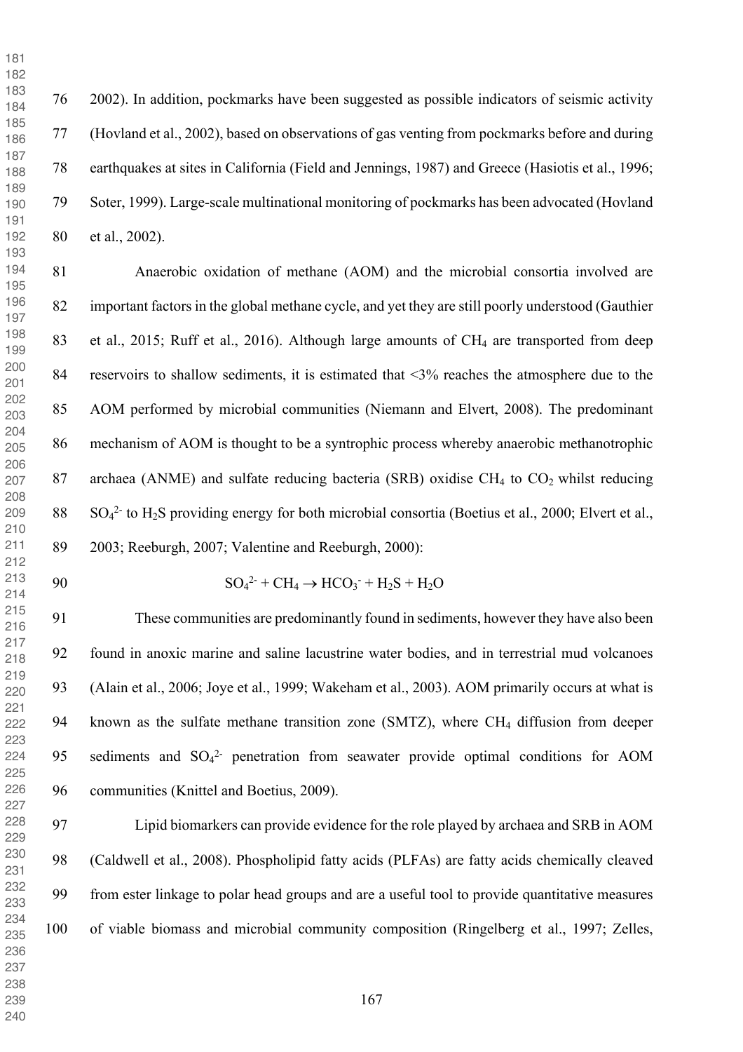2002). In addition, pockmarks have been suggested as possible indicators of seismic activity (Hovland et al., 2002), based on observations of gas venting from pockmarks before and during earthquakes at sites in California (Field and Jennings, 1987) and Greece (Hasiotis et al., 1996; Soter, 1999). Large-scale multinational monitoring of pockmarks has been advocated (Hovland et al., 2002).

Anaerobic oxidation of methane (AOM) and the microbial consortia involved are important factors in the global methane cycle, and yet they are still poorly understood (Gauthier et al., 2015; Ruff et al., 2016). Although large amounts of $CH_4$ are transported from deep reservoirs to shallow sediments, it is estimated that <3% reaches the atmosphere due to the AOM performed by microbial communities (Niemann and Elvert, 2008). The predominant mechanism of AOM is thought to be a syntrophic process whereby anaerobic methanotrophic archaea (ANME) and sulfate reducing bacteria (SRB) oxidise $CH_4$ to $CO_2$ whilst reducing $SO_4^{2-}$ to $H_2S$ providing energy for both microbial consortia (Boetius et al., 2000; Elvert et al., 2003; Reeburgh, 2007; Valentine and Reeburgh, 2000):

$$SO_4^{2-} + CH_4 \rightarrow HCO_3^- + H_2S + H_2O$$

These communities are predominantly found in sediments, however they have also been found in anoxic marine and saline lacustrine water bodies, and in terrestrial mud volcanoes (Alain et al., 2006; Joye et al., 1999; Wakeham et al., 2003). AOM primarily occurs at what is known as the sulfate methane transition zone (SMTZ), where $CH_4$ diffusion from deeper sediments and $SO_4^{2-}$ penetration from seawater provide optimal conditions for AOM communities (Knittel and Boetius, 2009).

Lipid biomarkers can provide evidence for the role played by archaea and SRB in AOM (Caldwell et al., 2008). Phospholipid fatty acids (PLFAs) are fatty acids chemically cleaved from ester linkage to polar head groups and are a useful tool to provide quantitative measures of viable biomass and microbial community composition (Ringelberg et al., 1997; Zelles,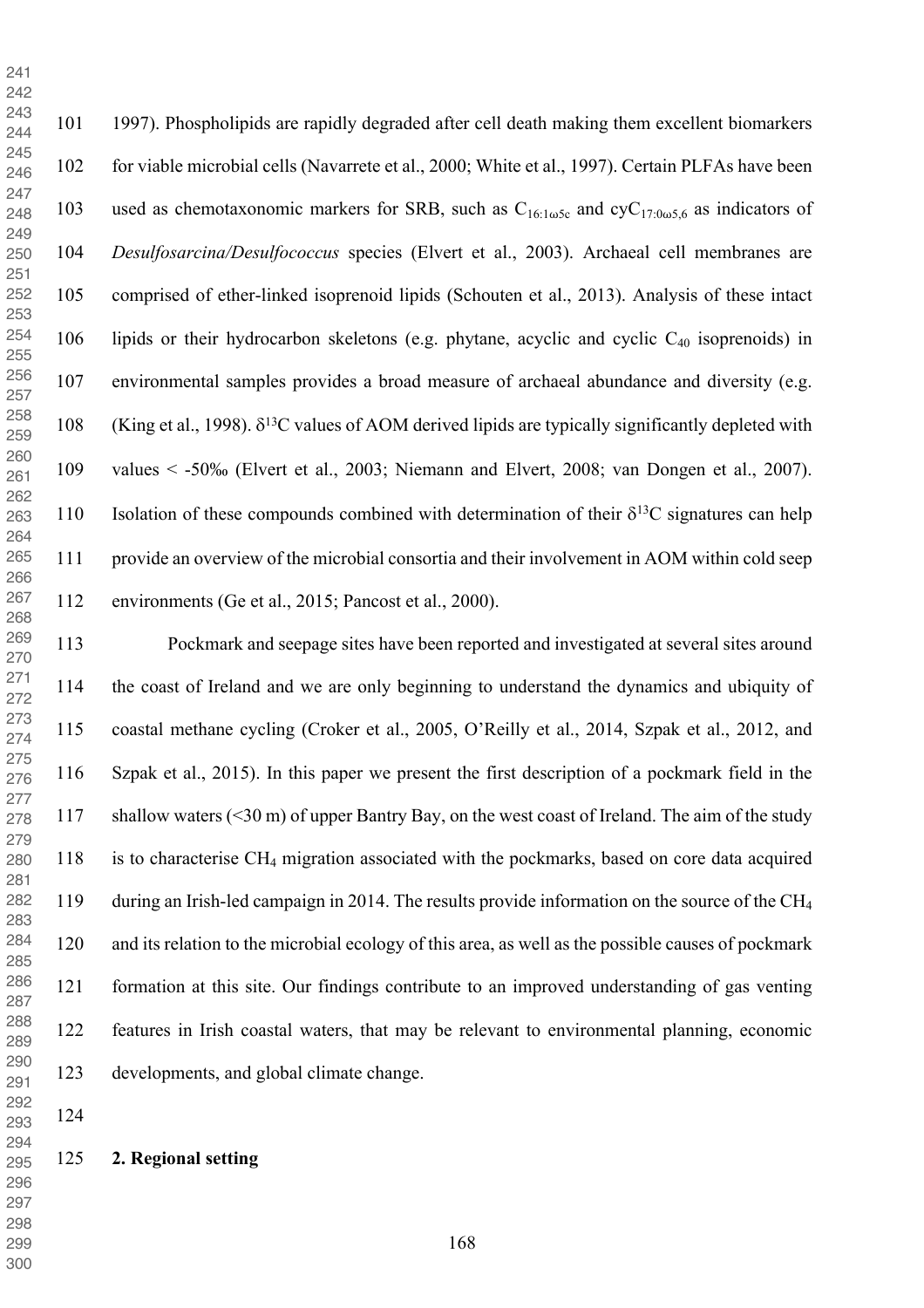1997). Phospholipids are rapidly degraded after cell death making them excellent biomarkers for viable microbial cells (Navarrete et al., 2000; White et al., 1997). Certain PLFAs have been used as chemotaxonomic markers for SRB, such as $C_{16:1\omega5c}$ and $cyC_{17:0\omega5,6}$ as indicators of *Desulfosarcina/Desulfococcus* species (Elvert et al., 2003). Archaeal cell membranes are comprised of ether-linked isoprenoid lipids (Schouten et al., 2013). Analysis of these intact lipids or their hydrocarbon skeletons (e.g. phytane, acyclic and cyclic $C_{40}$ isoprenoids) in environmental samples provides a broad measure of archaeal abundance and diversity (e.g. (King et al., 1998). $\delta^{13}C$ values of AOM derived lipids are typically significantly depleted with values < -50‰ (Elvert et al., 2003; Niemann and Elvert, 2008; van Dongen et al., 2007). Isolation of these compounds combined with determination of their $\delta^{13}C$ signatures can help provide an overview of the microbial consortia and their involvement in AOM within cold seep environments (Ge et al., 2015; Pancost et al., 2000).

Pockmark and seepage sites have been reported and investigated at several sites around the coast of Ireland and we are only beginning to understand the dynamics and ubiquity of coastal methane cycling (Croker et al., 2005, O'Reilly et al., 2014, Szpak et al., 2012, and Szpak et al., 2015). In this paper we present the first description of a pockmark field in the shallow waters (<30 m) of upper Bantry Bay, on the west coast of Ireland. The aim of the study is to characterise $CH_4$ migration associated with the pockmarks, based on core data acquired during an Irish-led campaign in 2014. The results provide information on the source of the $CH_4$ and its relation to the microbial ecology of this area, as well as the possible causes of pockmark formation at this site. Our findings contribute to an improved understanding of gas venting features in Irish coastal waters, that may be relevant to environmental planning, economic developments, and global climate change.

## 2. Regional setting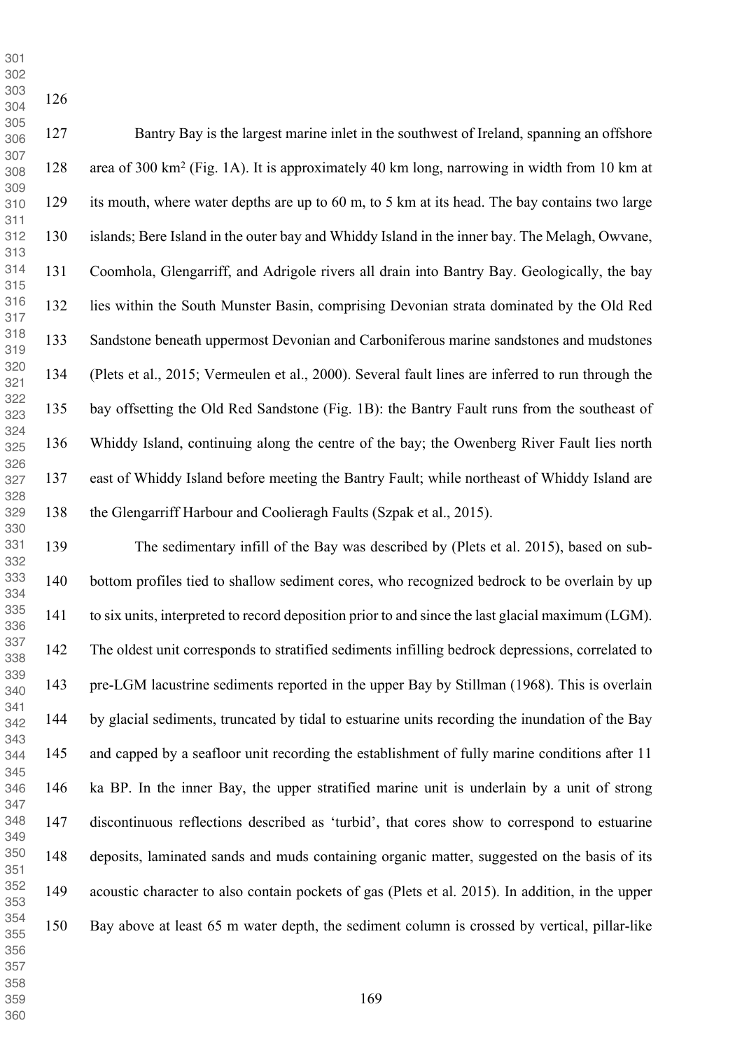Bantry Bay is the largest marine inlet in the southwest of Ireland, spanning an offshore area of 300 km$^2$ (Fig. 1A). It is approximately 40 km long, narrowing in width from 10 km at its mouth, where water depths are up to 60 m, to 5 km at its head. The bay contains two large islands; Bere Island in the outer bay and Whiddy Island in the inner bay. The Melagh, Owvane, Coomhola, Glengarriff, and Adrigole rivers all drain into Bantry Bay. Geologically, the bay lies within the South Munster Basin, comprising Devonian strata dominated by the Old Red Sandstone beneath uppermost Devonian and Carboniferous marine sandstones and mudstones (Plets et al., 2015; Vermeulen et al., 2000). Several fault lines are inferred to run through the bay offsetting the Old Red Sandstone (Fig. 1B): the Bantry Fault runs from the southeast of Whiddy Island, continuing along the centre of the bay; the Owenberg River Fault lies north east of Whiddy Island before meeting the Bantry Fault; while northeast of Whiddy Island are the Glengarriff Harbour and Coolieragh Faults (Szpak et al., 2015).

The sedimentary infill of the Bay was described by (Plets et al. 2015), based on sub-bottom profiles tied to shallow sediment cores, who recognized bedrock to be overlain by up to six units, interpreted to record deposition prior to and since the last glacial maximum (LGM). The oldest unit corresponds to stratified sediments infilling bedrock depressions, correlated to pre-LGM lacustrine sediments reported in the upper Bay by Stillman (1968). This is overlain by glacial sediments, truncated by tidal to estuarine units recording the inundation of the Bay and capped by a seafloor unit recording the establishment of fully marine conditions after 11 ka BP. In the inner Bay, the upper stratified marine unit is underlain by a unit of strong discontinuous reflections described as 'turbid', that cores show to correspond to estuarine deposits, laminated sands and muds containing organic matter, suggested on the basis of its acoustic character to also contain pockets of gas (Plets et al. 2015). In addition, in the upper Bay above at least 65 m water depth, the sediment column is crossed by vertical, pillar-like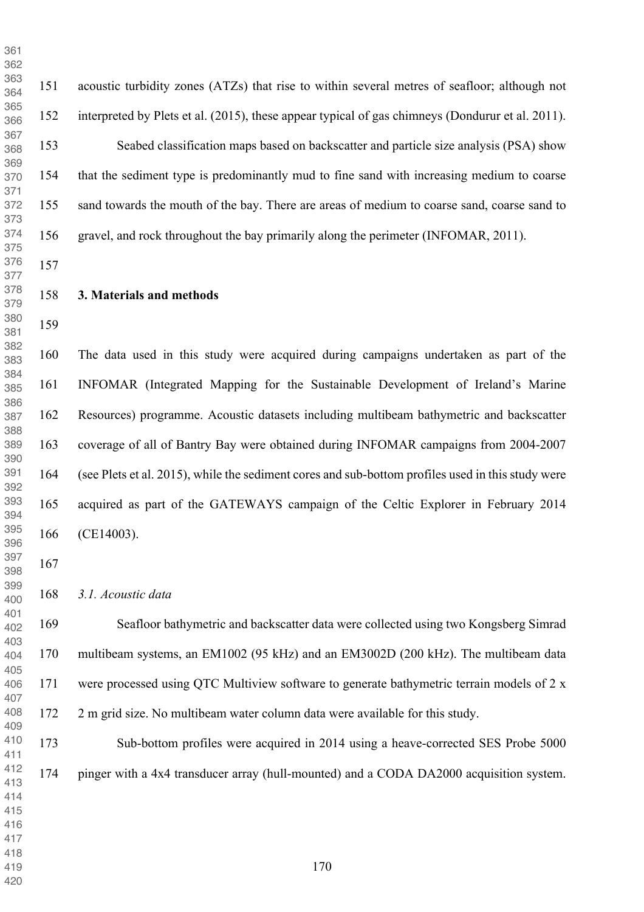acoustic turbidity zones (ATZs) that rise to within several metres of seafloor; although not interpreted by Plets et al. (2015), these appear typical of gas chimneys (Dondurur et al. 2011).

Seabed classification maps based on backscatter and particle size analysis (PSA) show that the sediment type is predominantly mud to fine sand with increasing medium to coarse sand towards the mouth of the bay. There are areas of medium to coarse sand, coarse sand to gravel, and rock throughout the bay primarily along the perimeter (INFOMAR, 2011).

## 3. Materials and methods

The data used in this study were acquired during campaigns undertaken as part of the INFOMAR (Integrated Mapping for the Sustainable Development of Ireland's Marine Resources) programme. Acoustic datasets including multibeam bathymetric and backscatter coverage of all of Bantry Bay were obtained during INFOMAR campaigns from 2004-2007 (see Plets et al. 2015), while the sediment cores and sub-bottom profiles used in this study were acquired as part of the GATEWAYS campaign of the Celtic Explorer in February 2014 (CE14003).

### *3.1. Acoustic data*

Seafloor bathymetric and backscatter data were collected using two Kongsberg Simrad multibeam systems, an EM1002 (95 kHz) and an EM3002D (200 kHz). The multibeam data were processed using QTC Multiview software to generate bathymetric terrain models of 2 x 2 m grid size. No multibeam water column data were available for this study.

Sub-bottom profiles were acquired in 2014 using a heave-corrected SES Probe 5000 pinger with a 4x4 transducer array (hull-mounted) and a CODA DA2000 acquisition system.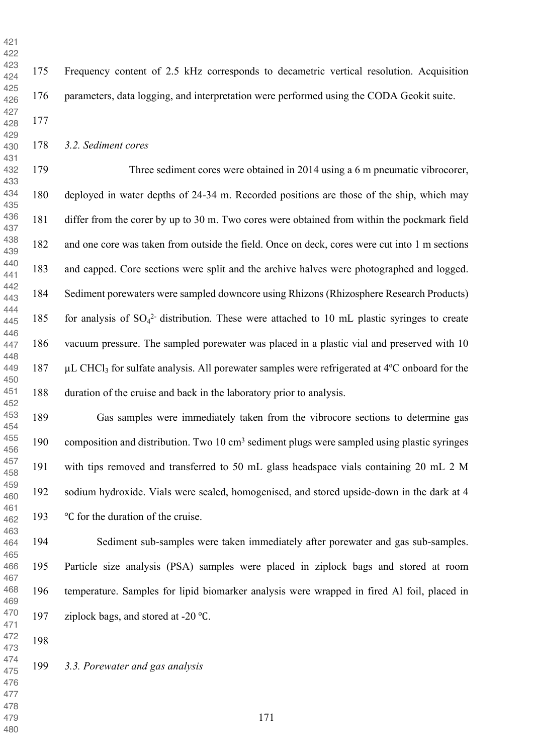Frequency content of 2.5 kHz corresponds to decametric vertical resolution. Acquisition parameters, data logging, and interpretation were performed using the CODA Geokit suite.

### *3.2. Sediment cores*

Three sediment cores were obtained in 2014 using a 6 m pneumatic vibrocorer, deployed in water depths of 24-34 m. Recorded positions are those of the ship, which may differ from the corer by up to 30 m. Two cores were obtained from within the pockmark field and one core was taken from outside the field. Once on deck, cores were cut into 1 m sections and capped. Core sections were split and the archive halves were photographed and logged. Sediment porewaters were sampled downcore using Rhizons (Rhizosphere Research Products) for analysis of $SO_4^{2-}$ distribution. These were attached to 10 mL plastic syringes to create vacuum pressure. The sampled porewater was placed in a plastic vial and preserved with 10 µL $CHCl_3$ for sulfate analysis. All porewater samples were refrigerated at 4ºC onboard for the duration of the cruise and back in the laboratory prior to analysis.

Gas samples were immediately taken from the vibrocore sections to determine gas composition and distribution. Two 10 $cm^3$ sediment plugs were sampled using plastic syringes with tips removed and transferred to 50 mL glass headspace vials containing 20 mL 2 M sodium hydroxide. Vials were sealed, homogenised, and stored upside-down in the dark at 4 ℃ for the duration of the cruise.

Sediment sub-samples were taken immediately after porewater and gas sub-samples. Particle size analysis (PSA) samples were placed in ziplock bags and stored at room temperature. Samples for lipid biomarker analysis were wrapped in fired Al foil, placed in ziplock bags, and stored at -20 ℃.

### *3.3. Porewater and gas analysis*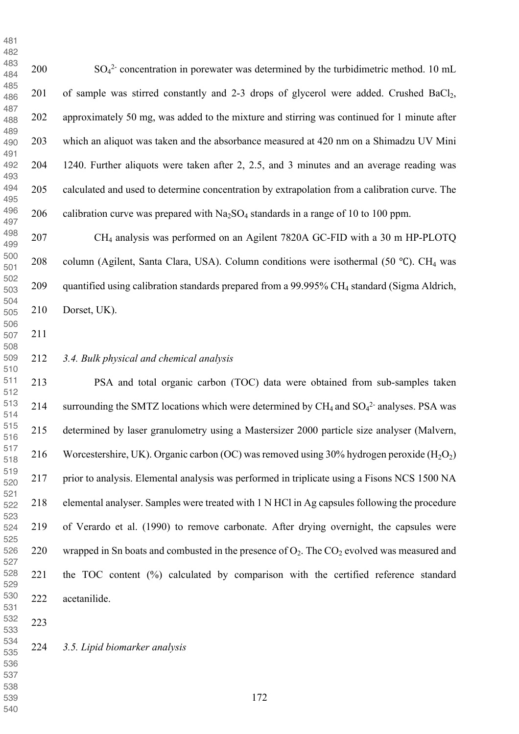$SO_4^{2-}$ concentration in porewater was determined by the turbidimetric method. 10 mL of sample was stirred constantly and 2-3 drops of glycerol were added. Crushed $BaCl_2$, approximately 50 mg, was added to the mixture and stirring was continued for 1 minute after which an aliquot was taken and the absorbance measured at 420 nm on a Shimadzu UV Mini 1240. Further aliquots were taken after 2, 2.5, and 3 minutes and an average reading was calculated and used to determine concentration by extrapolation from a calibration curve. The calibration curve was prepared with $Na_2SO_4$ standards in a range of 10 to 100 ppm.

$CH_4$ analysis was performed on an Agilent 7820A GC-FID with a 30 m HP-PLOTQ column (Agilent, Santa Clara, USA). Column conditions were isothermal (50 ℃). $CH_4$ was quantified using calibration standards prepared from a 99.995% $CH_4$ standard (Sigma Aldrich, Dorset, UK).

### *3.4. Bulk physical and chemical analysis*

PSA and total organic carbon (TOC) data were obtained from sub-samples taken surrounding the SMTZ locations which were determined by $CH_4$ and $SO_4^{2-}$ analyses. PSA was determined by laser granulometry using a Mastersizer 2000 particle size analyser (Malvern, Worcestershire, UK). Organic carbon (OC) was removed using 30% hydrogen peroxide ($H_2O_2$) prior to analysis. Elemental analysis was performed in triplicate using a Fisons NCS 1500 NA elemental analyser. Samples were treated with 1 N HCl in Ag capsules following the procedure of Verardo et al. (1990) to remove carbonate. After drying overnight, the capsules were wrapped in Sn boats and combusted in the presence of $O_2$. The $CO_2$ evolved was measured and the TOC content (%) calculated by comparison with the certified reference standard acetanilide.

### *3.5. Lipid biomarker analysis*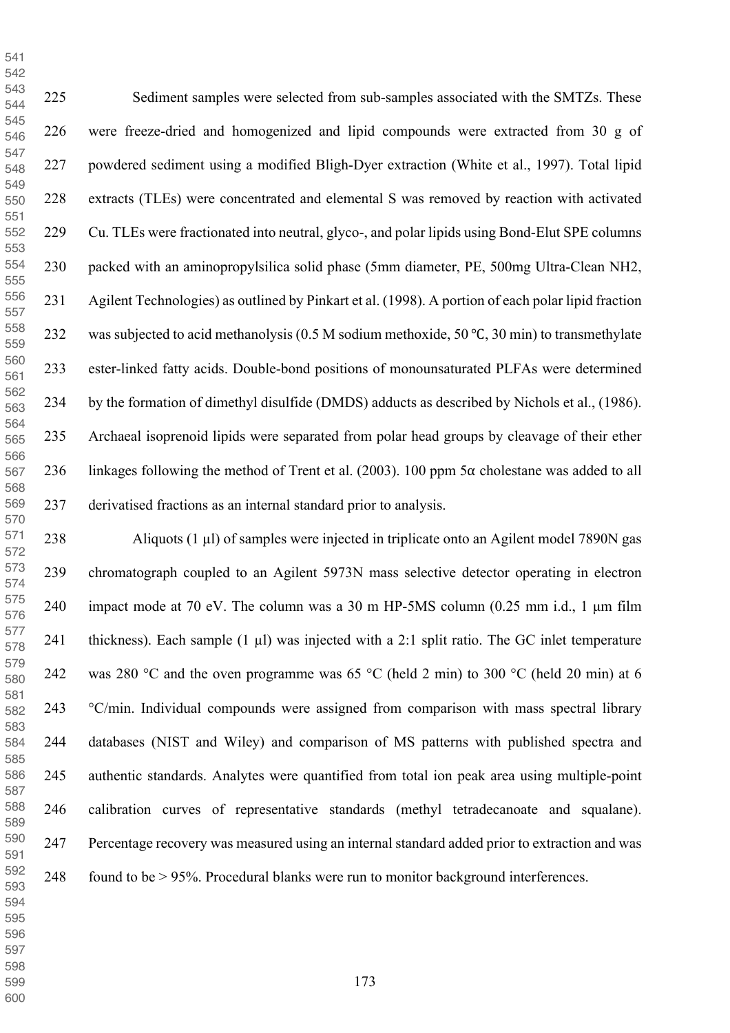Sediment samples were selected from sub-samples associated with the SMTZs. These were freeze-dried and homogenized and lipid compounds were extracted from 30 g of powdered sediment using a modified Bligh-Dyer extraction (White et al., 1997). Total lipid extracts (TLEs) were concentrated and elemental S was removed by reaction with activated Cu. TLEs were fractionated into neutral, glyco-, and polar lipids using Bond-Elut SPE columns packed with an aminopropylsilica solid phase (5mm diameter, PE, 500mg Ultra-Clean NH2, Agilent Technologies) as outlined by Pinkart et al. (1998). A portion of each polar lipid fraction was subjected to acid methanolysis (0.5 M sodium methoxide, 50 ℃, 30 min) to transmethylate ester-linked fatty acids. Double-bond positions of monounsaturated PLFAs were determined by the formation of dimethyl disulfide (DMDS) adducts as described by Nichols et al., (1986). Archaeal isoprenoid lipids were separated from polar head groups by cleavage of their ether linkages following the method of Trent et al. (2003). 100 ppm 5α cholestane was added to all derivatised fractions as an internal standard prior to analysis.

Aliquots (1 μl) of samples were injected in triplicate onto an Agilent model 7890N gas chromatograph coupled to an Agilent 5973N mass selective detector operating in electron impact mode at 70 eV. The column was a 30 m HP-5MS column (0.25 mm i.d., 1 μm film thickness). Each sample (1 μl) was injected with a 2:1 split ratio. The GC inlet temperature was 280 °C and the oven programme was 65 °C (held 2 min) to 300 °C (held 20 min) at 6 °C/min. Individual compounds were assigned from comparison with mass spectral library databases (NIST and Wiley) and comparison of MS patterns with published spectra and authentic standards. Analytes were quantified from total ion peak area using multiple-point calibration curves of representative standards (methyl tetradecanoate and squalane). Percentage recovery was measured using an internal standard added prior to extraction and was found to be > 95%. Procedural blanks were run to monitor background interferences.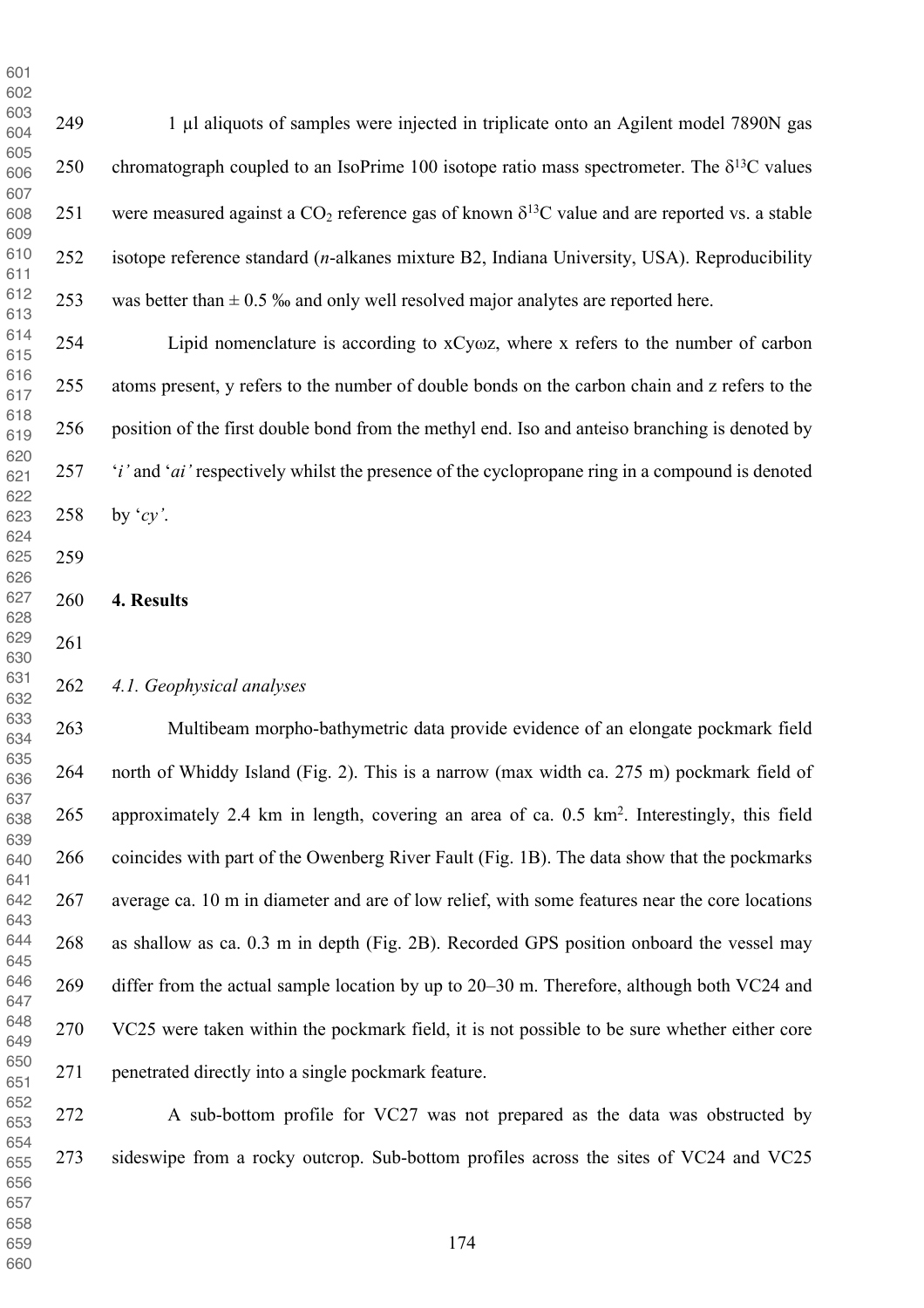1 µl aliquots of samples were injected in triplicate onto an Agilent model 7890N gas chromatograph coupled to an IsoPrime 100 isotope ratio mass spectrometer. The $\delta^{13}C$ values were measured against a $CO_2$ reference gas of known $\delta^{13}C$ value and are reported vs. a stable isotope reference standard (*n*-alkanes mixture B2, Indiana University, USA). Reproducibility was better than ± 0.5 ‰ and only well resolved major analytes are reported here.

Lipid nomenclature is according to xCyωz, where x refers to the number of carbon atoms present, y refers to the number of double bonds on the carbon chain and z refers to the position of the first double bond from the methyl end. Iso and anteiso branching is denoted by '*i'* and '*ai'* respectively whilst the presence of the cyclopropane ring in a compound is denoted by '*cy'*.

## 4. Results

### *4.1. Geophysical analyses*

Multibeam morpho-bathymetric data provide evidence of an elongate pockmark field north of Whiddy Island (Fig. 2). This is a narrow (max width ca. 275 m) pockmark field of approximately 2.4 km in length, covering an area of ca. 0.5 km$^2$. Interestingly, this field coincides with part of the Owenberg River Fault (Fig. 1B). The data show that the pockmarks average ca. 10 m in diameter and are of low relief, with some features near the core locations as shallow as ca. 0.3 m in depth (Fig. 2B). Recorded GPS position onboard the vessel may differ from the actual sample location by up to 20–30 m. Therefore, although both VC24 and VC25 were taken within the pockmark field, it is not possible to be sure whether either core penetrated directly into a single pockmark feature.

A sub-bottom profile for VC27 was not prepared as the data was obstructed by sideswipe from a rocky outcrop. Sub-bottom profiles across the sites of VC24 and VC25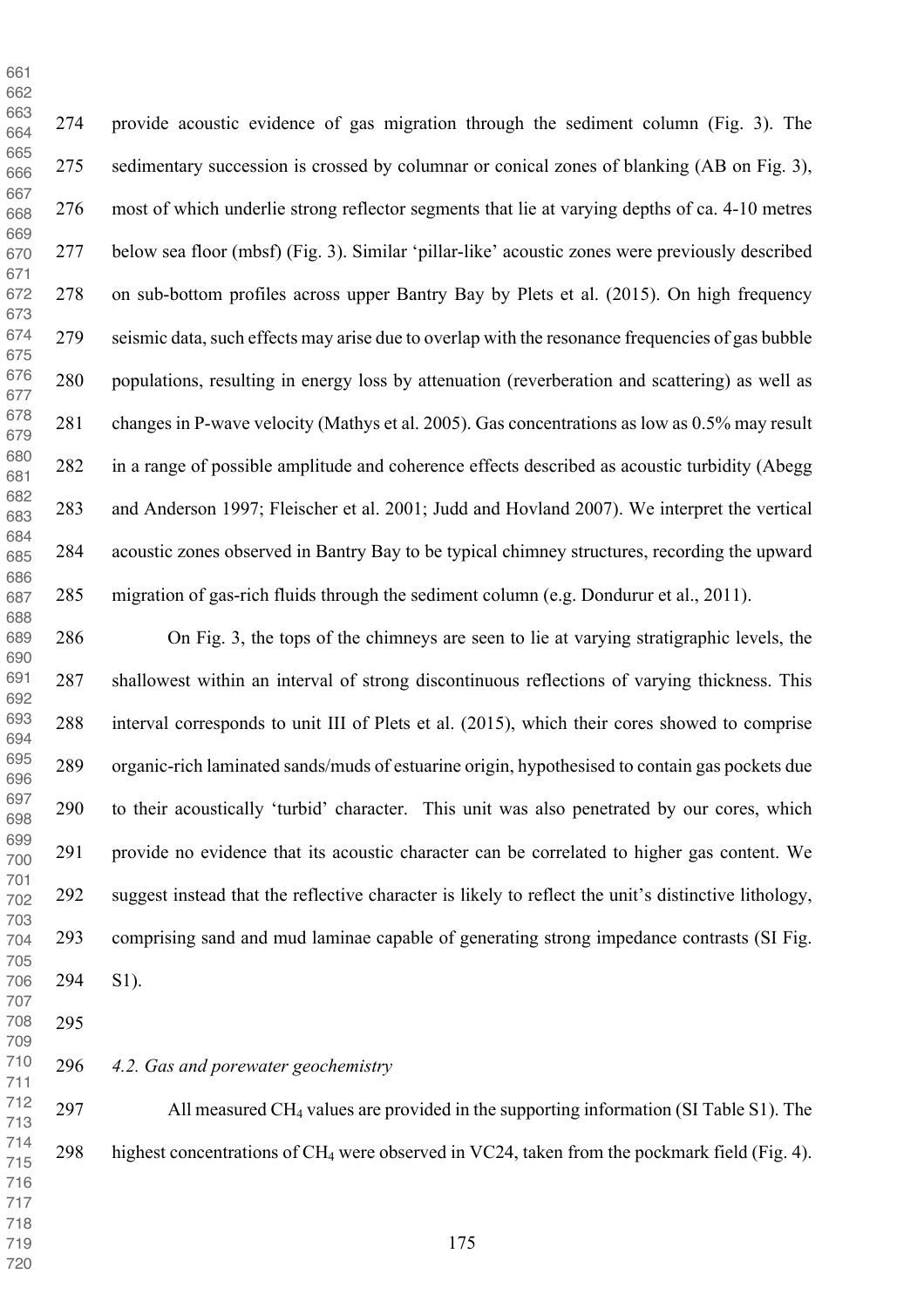provide acoustic evidence of gas migration through the sediment column (Fig. 3). The sedimentary succession is crossed by columnar or conical zones of blanking (AB on Fig. 3), most of which underlie strong reflector segments that lie at varying depths of ca. 4-10 metres below sea floor (mbsf) (Fig. 3). Similar 'pillar-like' acoustic zones were previously described on sub-bottom profiles across upper Bantry Bay by Plets et al. (2015). On high frequency seismic data, such effects may arise due to overlap with the resonance frequencies of gas bubble populations, resulting in energy loss by attenuation (reverberation and scattering) as well as changes in P-wave velocity (Mathys et al. 2005). Gas concentrations as low as 0.5% may result in a range of possible amplitude and coherence effects described as acoustic turbidity (Abegg and Anderson 1997; Fleischer et al. 2001; Judd and Hovland 2007). We interpret the vertical acoustic zones observed in Bantry Bay to be typical chimney structures, recording the upward migration of gas-rich fluids through the sediment column (e.g. Dondurur et al., 2011).

On Fig. 3, the tops of the chimneys are seen to lie at varying stratigraphic levels, the shallowest within an interval of strong discontinuous reflections of varying thickness. This interval corresponds to unit III of Plets et al. (2015), which their cores showed to comprise organic-rich laminated sands/muds of estuarine origin, hypothesised to contain gas pockets due to their acoustically 'turbid' character. This unit was also penetrated by our cores, which provide no evidence that its acoustic character can be correlated to higher gas content. We suggest instead that the reflective character is likely to reflect the unit's distinctive lithology, comprising sand and mud laminae capable of generating strong impedance contrasts (SI Fig. S1).

### *4.2. Gas and porewater geochemistry*

All measured $CH_4$ values are provided in the supporting information (SI Table S1). The highest concentrations of $CH_4$ were observed in VC24, taken from the pockmark field (Fig. 4).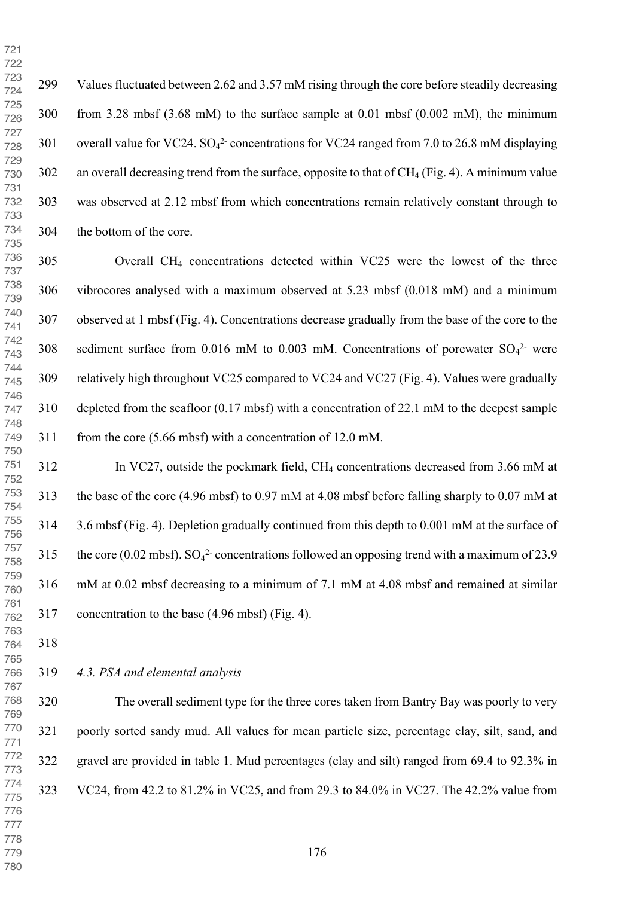Values fluctuated between 2.62 and 3.57 mM rising through the core before steadily decreasing from 3.28 mbsf (3.68 mM) to the surface sample at 0.01 mbsf (0.002 mM), the minimum overall value for VC24. $SO_4^{2-}$ concentrations for VC24 ranged from 7.0 to 26.8 mM displaying an overall decreasing trend from the surface, opposite to that of $CH_4$ (Fig. 4). A minimum value was observed at 2.12 mbsf from which concentrations remain relatively constant through to the bottom of the core.

Overall $CH_4$ concentrations detected within VC25 were the lowest of the three vibrocores analysed with a maximum observed at 5.23 mbsf (0.018 mM) and a minimum observed at 1 mbsf (Fig. 4). Concentrations decrease gradually from the base of the core to the sediment surface from 0.016 mM to 0.003 mM. Concentrations of porewater $SO_4^{2-}$ were relatively high throughout VC25 compared to VC24 and VC27 (Fig. 4). Values were gradually depleted from the seafloor (0.17 mbsf) with a concentration of 22.1 mM to the deepest sample from the core (5.66 mbsf) with a concentration of 12.0 mM.

In VC27, outside the pockmark field, $CH_4$ concentrations decreased from 3.66 mM at the base of the core (4.96 mbsf) to 0.97 mM at 4.08 mbsf before falling sharply to 0.07 mM at 3.6 mbsf (Fig. 4). Depletion gradually continued from this depth to 0.001 mM at the surface of the core (0.02 mbsf). $SO_4^{2-}$ concentrations followed an opposing trend with a maximum of 23.9 mM at 0.02 mbsf decreasing to a minimum of 7.1 mM at 4.08 mbsf and remained at similar concentration to the base (4.96 mbsf) (Fig. 4).

### *4.3. PSA and elemental analysis*

The overall sediment type for the three cores taken from Bantry Bay was poorly to very poorly sorted sandy mud. All values for mean particle size, percentage clay, silt, sand, and gravel are provided in table 1. Mud percentages (clay and silt) ranged from 69.4 to 92.3% in VC24, from 42.2 to 81.2% in VC25, and from 29.3 to 84.0% in VC27. The 42.2% value from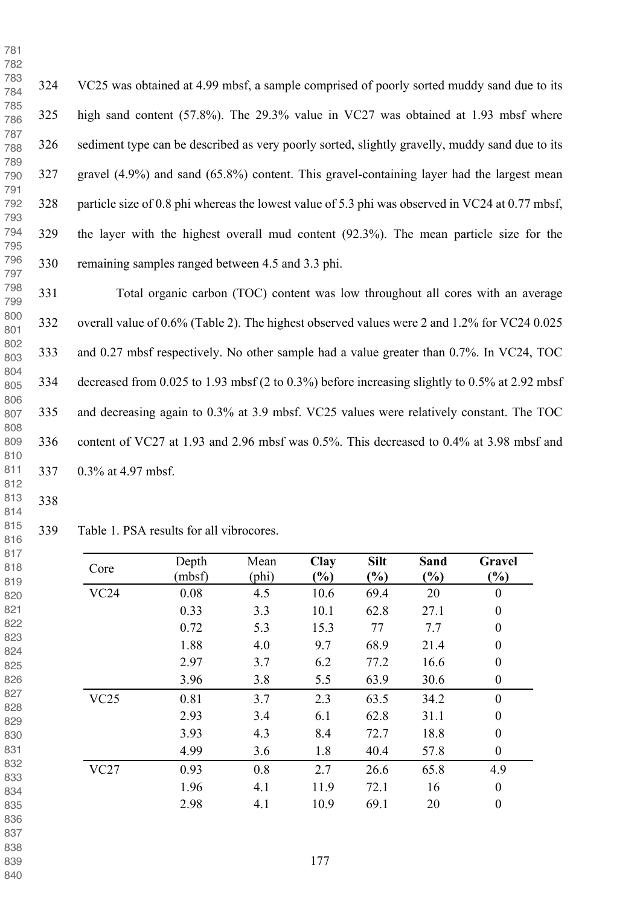VC25 was obtained at 4.99 mbsf, a sample comprised of poorly sorted muddy sand due to its high sand content (57.8%). The 29.3% value in VC27 was obtained at 1.93 mbsf where sediment type can be described as very poorly sorted, slightly gravelly, muddy sand due to its gravel (4.9%) and sand (65.8%) content. This gravel-containing layer had the largest mean particle size of 0.8 phi whereas the lowest value of 5.3 phi was observed in VC24 at 0.77 mbsf, the layer with the highest overall mud content (92.3%). The mean particle size for the remaining samples ranged between 4.5 and 3.3 phi.

Total organic carbon (TOC) content was low throughout all cores with an average overall value of 0.6% (Table 2). The highest observed values were 2 and 1.2% for VC24 0.025 and 0.27 mbsf respectively. No other sample had a value greater than 0.7%. In VC24, TOC decreased from 0.025 to 1.93 mbsf (2 to 0.3%) before increasing slightly to 0.5% at 2.92 mbsf and decreasing again to 0.3% at 3.9 mbsf. VC25 values were relatively constant. The TOC content of VC27 at 1.93 and 2.96 mbsf was 0.5%. This decreased to 0.4% at 3.98 mbsf and 0.3% at 4.97 mbsf.

Table 1. PSA results for all vibrocores.

| Core | Depth (mbsf) | Mean (phi) | **Clay (%)** | **Silt (%)** | **Sand (%)** | **Gravel (%)** |
|---|---|---|---|---|---|---|
| VC24 | 0.08 | 4.5 | 10.6 | 69.4 | 20 | 0 |
| | 0.33 | 3.3 | 10.1 | 62.8 | 27.1 | 0 |
| | 0.72 | 5.3 | 15.3 | 77 | 7.7 | 0 |
| | 1.88 | 4.0 | 9.7 | 68.9 | 21.4 | 0 |
| | 2.97 | 3.7 | 6.2 | 77.2 | 16.6 | 0 |
| | 3.96 | 3.8 | 5.5 | 63.9 | 30.6 | 0 |
| VC25 | 0.81 | 3.7 | 2.3 | 63.5 | 34.2 | 0 |
| | 2.93 | 3.4 | 6.1 | 62.8 | 31.1 | 0 |
| | 3.93 | 4.3 | 8.4 | 72.7 | 18.8 | 0 |
| | 4.99 | 3.6 | 1.8 | 40.4 | 57.8 | 0 |
| VC27 | 0.93 | 0.8 | 2.7 | 26.6 | 65.8 | 4.9 |
| | 1.96 | 4.1 | 11.9 | 72.1 | 16 | 0 |
| | 2.98 | 4.1 | 10.9 | 69.1 | 20 | 0 |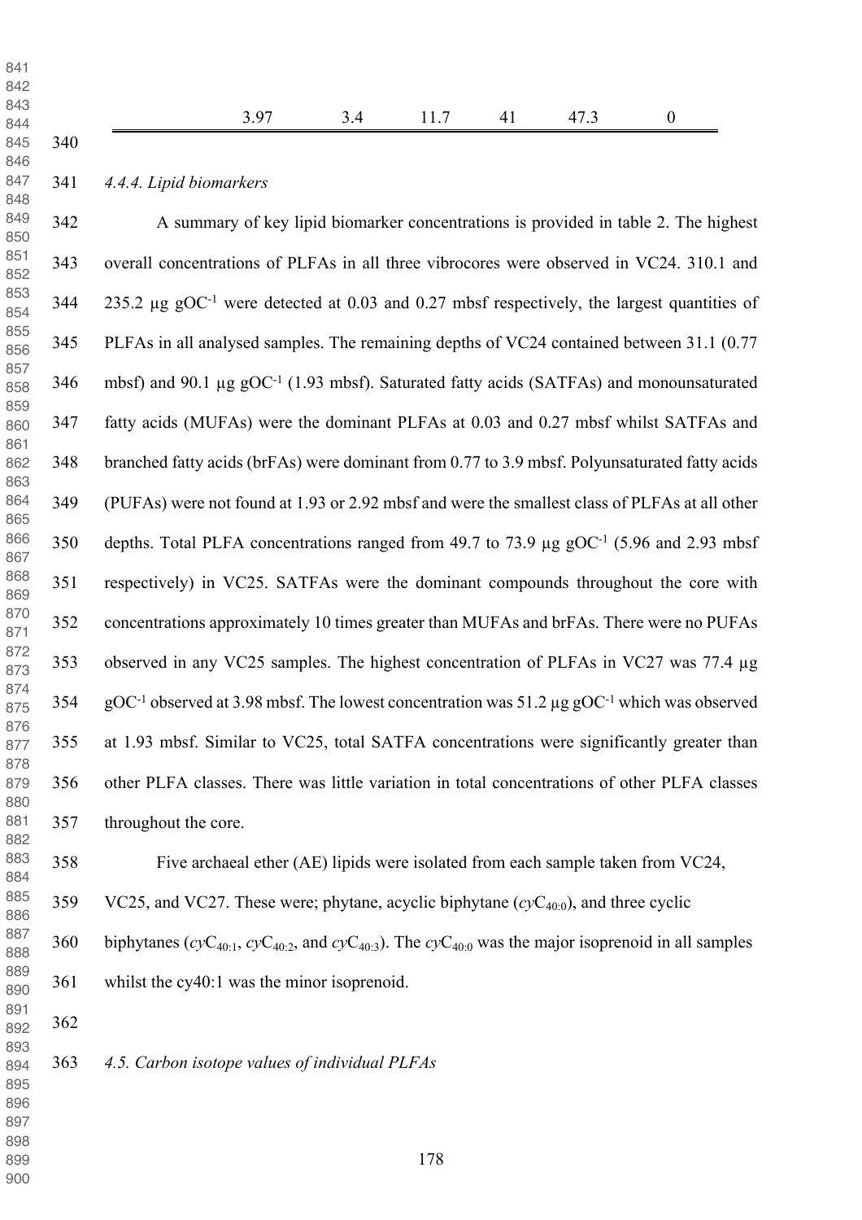| | | | | | |
|---|---|---|---|---|---|
| 3.97 | 3.4 | 11.7 | 41 | 47.3 | 0 |

#### *4.4.4. Lipid biomarkers*

A summary of key lipid biomarker concentrations is provided in table 2. The highest overall concentrations of PLFAs in all three vibrocores were observed in VC24. 310.1 and 235.2 µg $gOC^{-1}$ were detected at 0.03 and 0.27 mbsf respectively, the largest quantities of PLFAs in all analysed samples. The remaining depths of VC24 contained between 31.1 (0.77 mbsf) and 90.1 µg $gOC^{-1}$ (1.93 mbsf). Saturated fatty acids (SATFAs) and monounsaturated fatty acids (MUFAs) were the dominant PLFAs at 0.03 and 0.27 mbsf whilst SATFAs and branched fatty acids (brFAs) were dominant from 0.77 to 3.9 mbsf. Polyunsaturated fatty acids (PUFAs) were not found at 1.93 or 2.92 mbsf and were the smallest class of PLFAs at all other depths. Total PLFA concentrations ranged from 49.7 to 73.9 µg $gOC^{-1}$ (5.96 and 2.93 mbsf respectively) in VC25. SATFAs were the dominant compounds throughout the core with concentrations approximately 10 times greater than MUFAs and brFAs. There were no PUFAs observed in any VC25 samples. The highest concentration of PLFAs in VC27 was 77.4 µg $gOC^{-1}$ observed at 3.98 mbsf. The lowest concentration was 51.2 µg $gOC^{-1}$ which was observed at 1.93 mbsf. Similar to VC25, total SATFA concentrations were significantly greater than other PLFA classes. There was little variation in total concentrations of other PLFA classes throughout the core.

Five archaeal ether (AE) lipids were isolated from each sample taken from VC24, VC25, and VC27. These were; phytane, acyclic biphytane ($cyC_{40:0}$), and three cyclic biphytanes ($cyC_{40:1}$, $cyC_{40:2}$, and $cyC_{40:3}$). The $cyC_{40:0}$ was the major isoprenoid in all samples whilst the cy40:1 was the minor isoprenoid.

### *4.5. Carbon isotope values of individual PLFAs*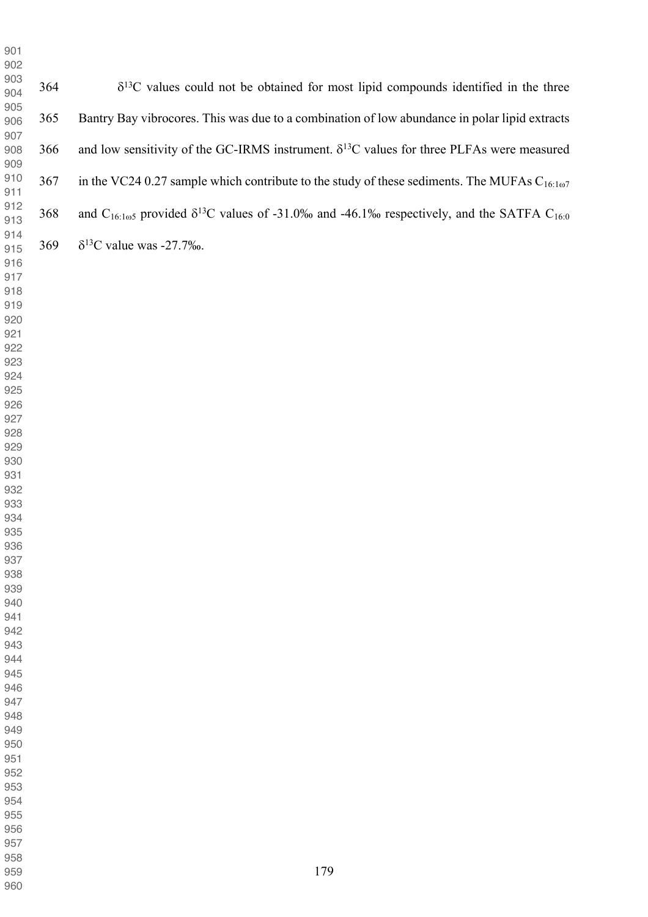$\delta^{13}C$ values could not be obtained for most lipid compounds identified in the three Bantry Bay vibrocores. This was due to a combination of low abundance in polar lipid extracts and low sensitivity of the GC-IRMS instrument. $\delta^{13}C$ values for three PLFAs were measured in the VC24 0.27 sample which contribute to the study of these sediments. The MUFAs $C_{16:1\omega7}$ and $C_{16:1\omega5}$ provided $\delta^{13}C$ values of -31.0‰ and -46.1‰ respectively, and the SATFA $C_{16:0}$ $\delta^{13}C$ value was -27.7‰.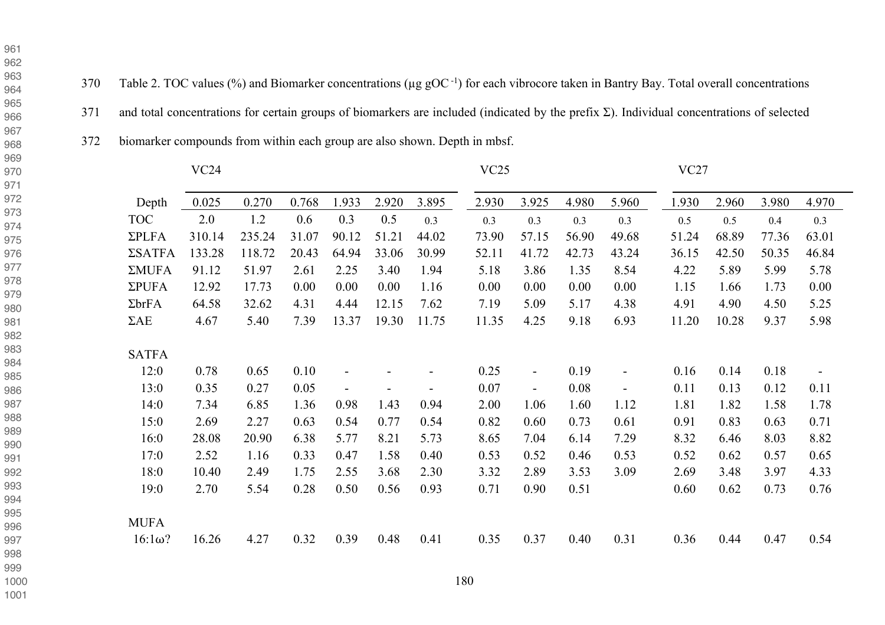Table 2. TOC values (%) and Biomarker concentrations (μg gOC$^{-1}$) for each vibrocore taken in Bantry Bay. Total overall concentrations and total concentrations for certain groups of biomarkers are included (indicated by the prefix Σ). Individual concentrations of selected biomarker compounds from within each group are also shown. Depth in mbsf.

| | VC24 | | | | | | VC25 | | | | VC27 | | | |
|---|---|---|---|---|---|---|---|---|---|---|---|---|---|---|
| Depth | 0.025 | 0.270 | 0.768 | 1.933 | 2.920 | 3.895 | 2.930 | 3.925 | 4.980 | 5.960 | 1.930 | 2.960 | 3.980 | 4.970 |
| TOC | 2.0 | 1.2 | 0.6 | 0.3 | 0.5 | 0.3 | 0.3 | 0.3 | 0.3 | 0.3 | 0.5 | 0.5 | 0.4 | 0.3 |
| ΣPLFA | 310.14 | 235.24 | 31.07 | 90.12 | 51.21 | 44.02 | 73.90 | 57.15 | 56.90 | 49.68 | 51.24 | 68.89 | 77.36 | 63.01 |
| ΣSATFA | 133.28 | 118.72 | 20.43 | 64.94 | 33.06 | 30.99 | 52.11 | 41.72 | 42.73 | 43.24 | 36.15 | 42.50 | 50.35 | 46.84 |
| ΣMUFA | 91.12 | 51.97 | 2.61 | 2.25 | 3.40 | 1.94 | 5.18 | 3.86 | 1.35 | 8.54 | 4.22 | 5.89 | 5.99 | 5.78 |
| ΣPUFA | 12.92 | 17.73 | 0.00 | 0.00 | 0.00 | 1.16 | 0.00 | 0.00 | 0.00 | 0.00 | 1.15 | 1.66 | 1.73 | 0.00 |
| ΣbrFA | 64.58 | 32.62 | 4.31 | 4.44 | 12.15 | 7.62 | 7.19 | 5.09 | 5.17 | 4.38 | 4.91 | 4.90 | 4.50 | 5.25 |
| ΣAE | 4.67 | 5.40 | 7.39 | 13.37 | 19.30 | 11.75 | 11.35 | 4.25 | 9.18 | 6.93 | 11.20 | 10.28 | 9.37 | 5.98 |
| | | | | | | | | | | | | | | |
| SATFA | | | | | | | | | | | | | | |
| 12:0 | 0.78 | 0.65 | 0.10 | - | - | - | 0.25 | - | 0.19 | - | 0.16 | 0.14 | 0.18 | - |
| 13:0 | 0.35 | 0.27 | 0.05 | - | - | - | 0.07 | - | 0.08 | - | 0.11 | 0.13 | 0.12 | 0.11 |
| 14:0 | 7.34 | 6.85 | 1.36 | 0.98 | 1.43 | 0.94 | 2.00 | 1.06 | 1.60 | 1.12 | 1.81 | 1.82 | 1.58 | 1.78 |
| 15:0 | 2.69 | 2.27 | 0.63 | 0.54 | 0.77 | 0.54 | 0.82 | 0.60 | 0.73 | 0.61 | 0.91 | 0.83 | 0.63 | 0.71 |
| 16:0 | 28.08 | 20.90 | 6.38 | 5.77 | 8.21 | 5.73 | 8.65 | 7.04 | 6.14 | 7.29 | 8.32 | 6.46 | 8.03 | 8.82 |
| 17:0 | 2.52 | 1.16 | 0.33 | 0.47 | 1.58 | 0.40 | 0.53 | 0.52 | 0.46 | 0.53 | 0.52 | 0.62 | 0.57 | 0.65 |
| 18:0 | 10.40 | 2.49 | 1.75 | 2.55 | 3.68 | 2.30 | 3.32 | 2.89 | 3.53 | 3.09 | 2.69 | 3.48 | 3.97 | 4.33 |
| 19:0 | 2.70 | 5.54 | 0.28 | 0.50 | 0.56 | 0.93 | 0.71 | 0.90 | 0.51 | | 0.60 | 0.62 | 0.73 | 0.76 |
| | | | | | | | | | | | | | | |
| MUFA | | | | | | | | | | | | | | |
| 16:1ω? | 16.26 | 4.27 | 0.32 | 0.39 | 0.48 | 0.41 | 0.35 | 0.37 | 0.40 | 0.31 | 0.36 | 0.44 | 0.47 | 0.54 |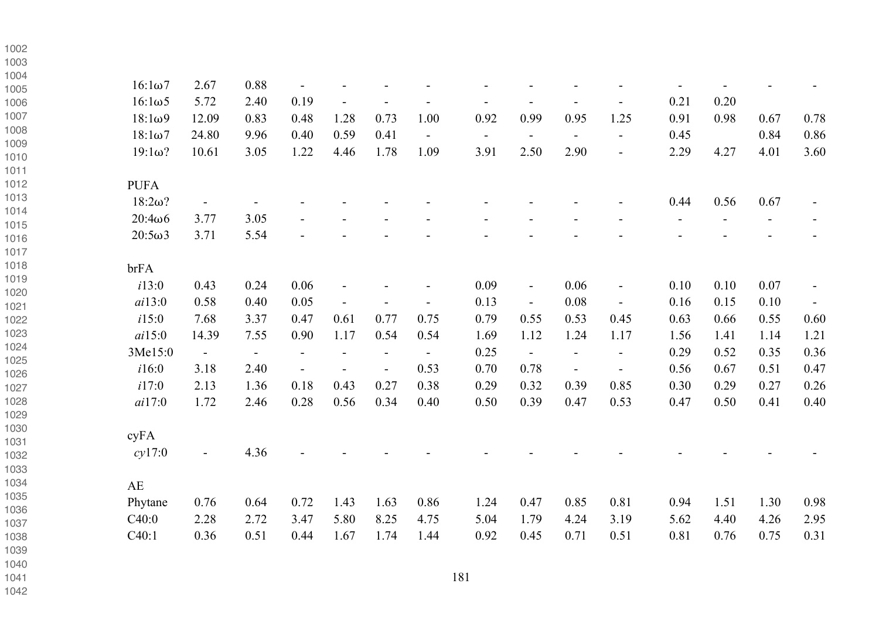| | | | | | | | | | | | | | | |
|---|---|---|---|---|---|---|---|---|---|---|---|---|---|---|
| 16:1ω7 | 2.67 | 0.88 | - | - | - | - | - | - | - | - | - | - | - | - |
| 16:1ω5 | 5.72 | 2.40 | 0.19 | - | - | - | - | - | - | - | 0.21 | 0.20 | | |
| 18:1ω9 | 12.09 | 0.83 | 0.48 | 1.28 | 0.73 | 1.00 | 0.92 | 0.99 | 0.95 | 1.25 | 0.91 | 0.98 | 0.67 | 0.78 |
| 18:1ω7 | 24.80 | 9.96 | 0.40 | 0.59 | 0.41 | - | - | - | - | - | 0.45 | | 0.84 | 0.86 |
| 19:1ω? | 10.61 | 3.05 | 1.22 | 4.46 | 1.78 | 1.09 | 3.91 | 2.50 | 2.90 | - | 2.29 | 4.27 | 4.01 | 3.60 |
| | | | | | | | | | | | | | | |
| PUFA | | | | | | | | | | | | | | |
| 18:2ω? | - | - | - | - | - | - | - | - | - | - | 0.44 | 0.56 | 0.67 | - |
| 20:4ω6 | 3.77 | 3.05 | - | - | - | - | - | - | - | - | - | - | - | - |
| 20:5ω3 | 3.71 | 5.54 | - | - | - | - | - | - | - | - | - | - | - | - |
| | | | | | | | | | | | | | | |
| brFA | | | | | | | | | | | | | | |
| *i*13:0 | 0.43 | 0.24 | 0.06 | - | - | - | 0.09 | - | 0.06 | - | 0.10 | 0.10 | 0.07 | - |
| *ai*13:0 | 0.58 | 0.40 | 0.05 | - | - | - | 0.13 | - | 0.08 | - | 0.16 | 0.15 | 0.10 | - |
| *i*15:0 | 7.68 | 3.37 | 0.47 | 0.61 | 0.77 | 0.75 | 0.79 | 0.55 | 0.53 | 0.45 | 0.63 | 0.66 | 0.55 | 0.60 |
| *ai*15:0 | 14.39 | 7.55 | 0.90 | 1.17 | 0.54 | 0.54 | 1.69 | 1.12 | 1.24 | 1.17 | 1.56 | 1.41 | 1.14 | 1.21 |
| 3Me15:0 | - | - | - | - | - | - | 0.25 | - | - | - | 0.29 | 0.52 | 0.35 | 0.36 |
| *i*16:0 | 3.18 | 2.40 | - | - | - | 0.53 | 0.70 | 0.78 | - | - | 0.56 | 0.67 | 0.51 | 0.47 |
| *i*17:0 | 2.13 | 1.36 | 0.18 | 0.43 | 0.27 | 0.38 | 0.29 | 0.32 | 0.39 | 0.85 | 0.30 | 0.29 | 0.27 | 0.26 |
| *ai*17:0 | 1.72 | 2.46 | 0.28 | 0.56 | 0.34 | 0.40 | 0.50 | 0.39 | 0.47 | 0.53 | 0.47 | 0.50 | 0.41 | 0.40 |
| | | | | | | | | | | | | | | |
| cyFA | | | | | | | | | | | | | | |
| *cy*17:0 | - | 4.36 | - | - | - | - | - | - | - | - | - | - | - | - |
| | | | | | | | | | | | | | | |
| AE | | | | | | | | | | | | | | |
| Phytane | 0.76 | 0.64 | 0.72 | 1.43 | 1.63 | 0.86 | 1.24 | 0.47 | 0.85 | 0.81 | 0.94 | 1.51 | 1.30 | 0.98 |
| C40:0 | 2.28 | 2.72 | 3.47 | 5.80 | 8.25 | 4.75 | 5.04 | 1.79 | 4.24 | 3.19 | 5.62 | 4.40 | 4.26 | 2.95 |
| C40:1 | 0.36 | 0.51 | 0.44 | 1.67 | 1.74 | 1.44 | 0.92 | 0.45 | 0.71 | 0.51 | 0.81 | 0.76 | 0.75 | 0.31 |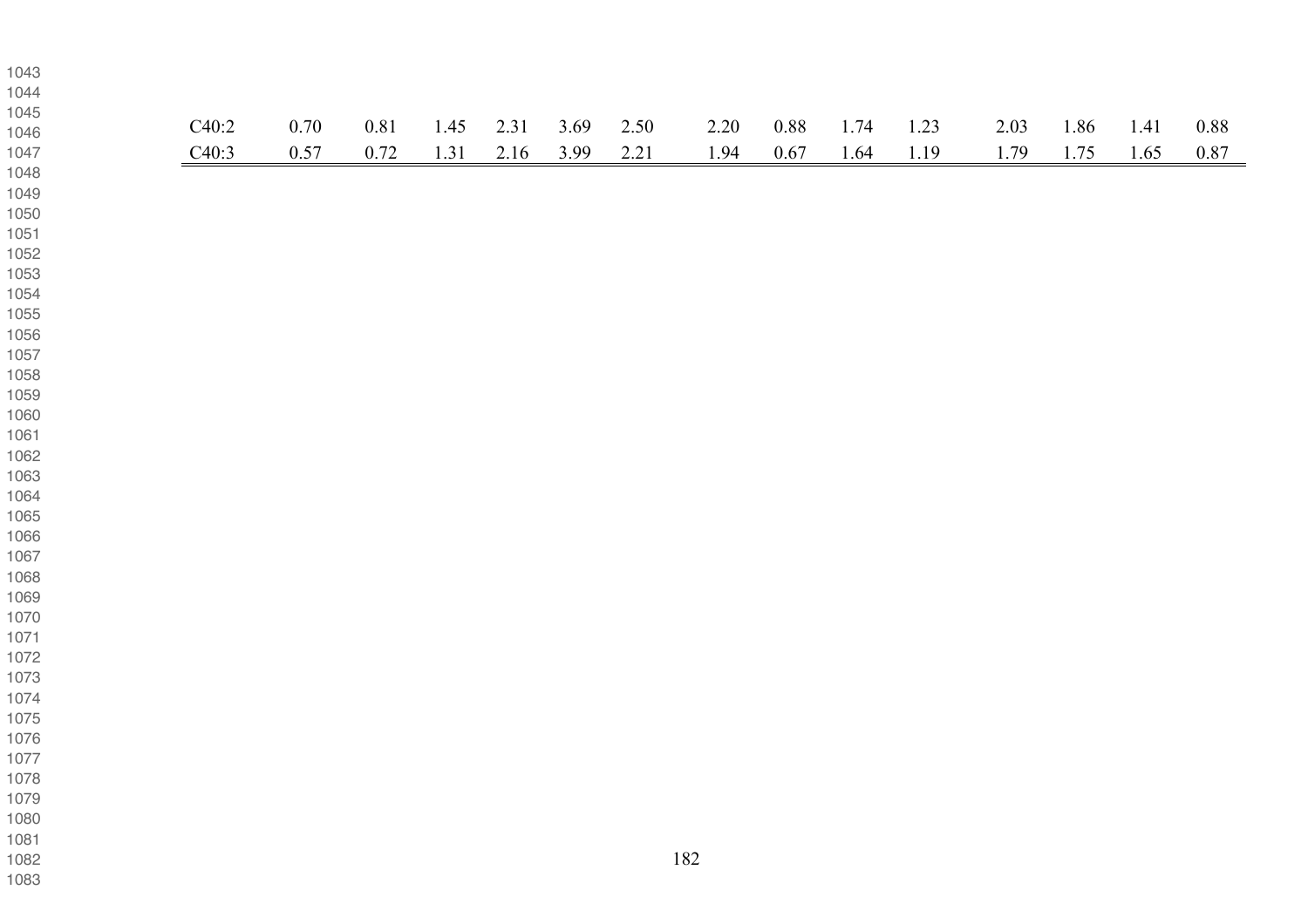| | | | | | | | | | | | | | | |
|---|---|---|---|---|---|---|---|---|---|---|---|---|---|---|
| C40:2 | 0.70 | 0.81 | 1.45 | 2.31 | 3.69 | 2.50 | 2.20 | 0.88 | 1.74 | 1.23 | 2.03 | 1.86 | 1.41 | 0.88 |
| C40:3 | 0.57 | 0.72 | 1.31 | 2.16 | 3.99 | 2.21 | 1.94 | 0.67 | 1.64 | 1.19 | 1.79 | 1.75 | 1.65 | 0.87 |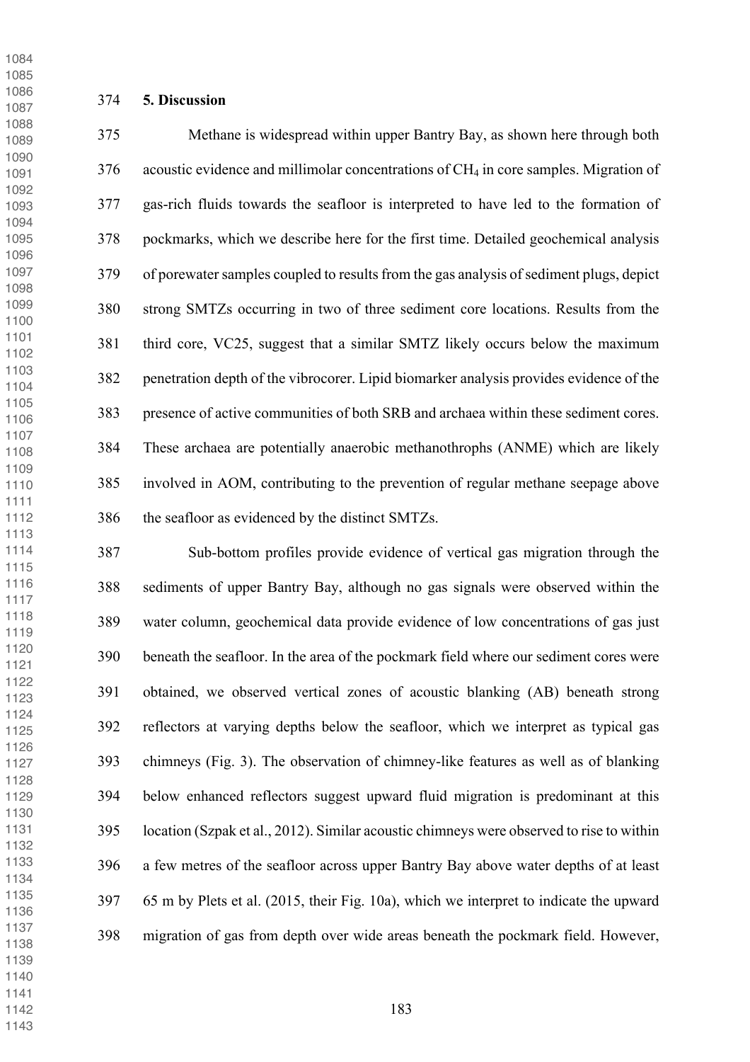## 5. Discussion

Methane is widespread within upper Bantry Bay, as shown here through both acoustic evidence and millimolar concentrations of $CH_4$ in core samples. Migration of gas-rich fluids towards the seafloor is interpreted to have led to the formation of pockmarks, which we describe here for the first time. Detailed geochemical analysis of porewater samples coupled to results from the gas analysis of sediment plugs, depict strong SMTZs occurring in two of three sediment core locations. Results from the third core, VC25, suggest that a similar SMTZ likely occurs below the maximum penetration depth of the vibrocorer. Lipid biomarker analysis provides evidence of the presence of active communities of both SRB and archaea within these sediment cores. These archaea are potentially anaerobic methanothrophs (ANME) which are likely involved in AOM, contributing to the prevention of regular methane seepage above the seafloor as evidenced by the distinct SMTZs.

Sub-bottom profiles provide evidence of vertical gas migration through the sediments of upper Bantry Bay, although no gas signals were observed within the water column, geochemical data provide evidence of low concentrations of gas just beneath the seafloor. In the area of the pockmark field where our sediment cores were obtained, we observed vertical zones of acoustic blanking (AB) beneath strong reflectors at varying depths below the seafloor, which we interpret as typical gas chimneys (Fig. 3). The observation of chimney-like features as well as of blanking below enhanced reflectors suggest upward fluid migration is predominant at this location (Szpak et al., 2012). Similar acoustic chimneys were observed to rise to within a few metres of the seafloor across upper Bantry Bay above water depths of at least 65 m by Plets et al. (2015, their Fig. 10a), which we interpret to indicate the upward migration of gas from depth over wide areas beneath the pockmark field. However,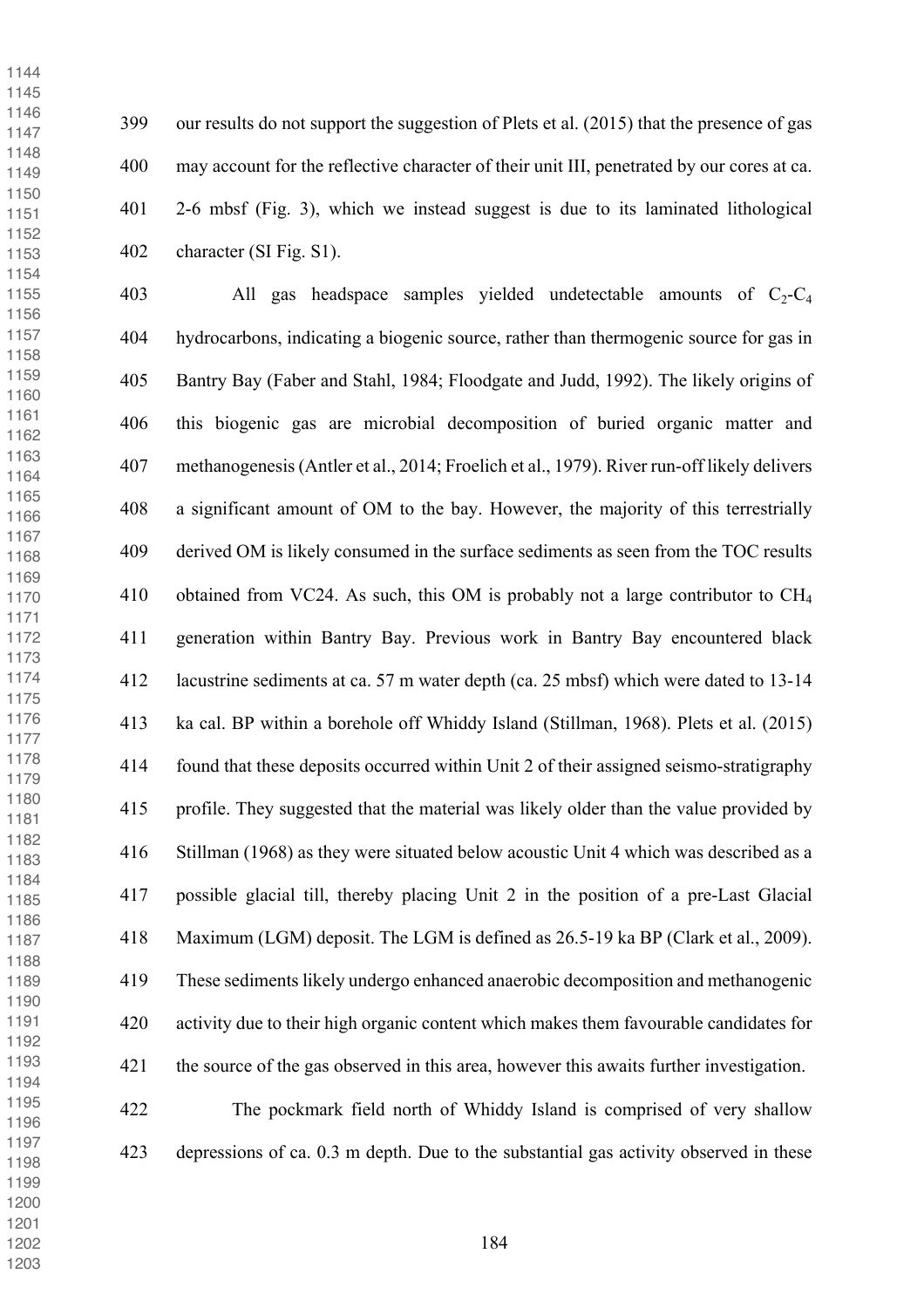our results do not support the suggestion of Plets et al. (2015) that the presence of gas may account for the reflective character of their unit III, penetrated by our cores at ca. 2-6 mbsf (Fig. 3), which we instead suggest is due to its laminated lithological character (SI Fig. S1).

All gas headspace samples yielded undetectable amounts of $C_2$-$C_4$ hydrocarbons, indicating a biogenic source, rather than thermogenic source for gas in Bantry Bay (Faber and Stahl, 1984; Floodgate and Judd, 1992). The likely origins of this biogenic gas are microbial decomposition of buried organic matter and methanogenesis (Antler et al., 2014; Froelich et al., 1979). River run-off likely delivers a significant amount of OM to the bay. However, the majority of this terrestrially derived OM is likely consumed in the surface sediments as seen from the TOC results obtained from VC24. As such, this OM is probably not a large contributor to $CH_4$ generation within Bantry Bay. Previous work in Bantry Bay encountered black lacustrine sediments at ca. 57 m water depth (ca. 25 mbsf) which were dated to 13-14 ka cal. BP within a borehole off Whiddy Island (Stillman, 1968). Plets et al. (2015) found that these deposits occurred within Unit 2 of their assigned seismo-stratigraphy profile. They suggested that the material was likely older than the value provided by Stillman (1968) as they were situated below acoustic Unit 4 which was described as a possible glacial till, thereby placing Unit 2 in the position of a pre-Last Glacial Maximum (LGM) deposit. The LGM is defined as 26.5-19 ka BP (Clark et al., 2009). These sediments likely undergo enhanced anaerobic decomposition and methanogenic activity due to their high organic content which makes them favourable candidates for the source of the gas observed in this area, however this awaits further investigation.

The pockmark field north of Whiddy Island is comprised of very shallow depressions of ca. 0.3 m depth. Due to the substantial gas activity observed in these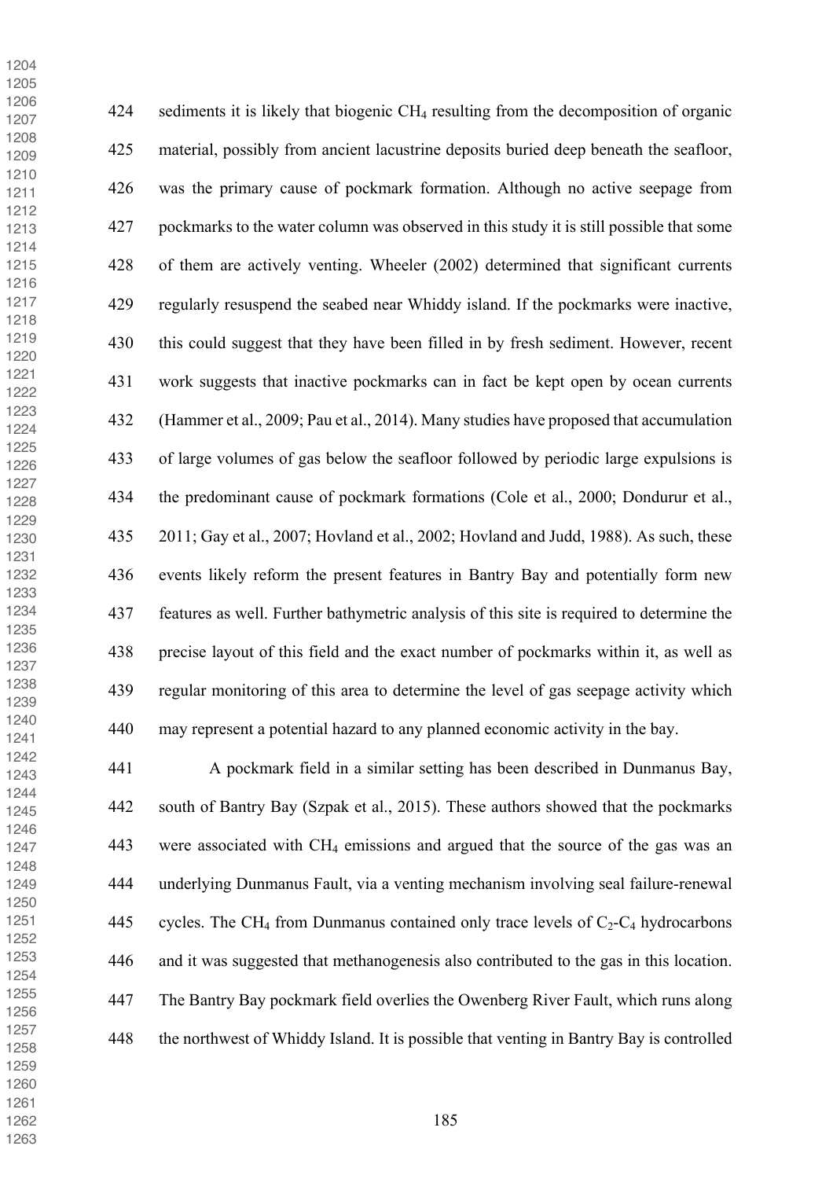sediments it is likely that biogenic $CH_4$ resulting from the decomposition of organic material, possibly from ancient lacustrine deposits buried deep beneath the seafloor, was the primary cause of pockmark formation. Although no active seepage from pockmarks to the water column was observed in this study it is still possible that some of them are actively venting. Wheeler (2002) determined that significant currents regularly resuspend the seabed near Whiddy island. If the pockmarks were inactive, this could suggest that they have been filled in by fresh sediment. However, recent work suggests that inactive pockmarks can in fact be kept open by ocean currents (Hammer et al., 2009; Pau et al., 2014). Many studies have proposed that accumulation of large volumes of gas below the seafloor followed by periodic large expulsions is the predominant cause of pockmark formations (Cole et al., 2000; Dondurur et al., 2011; Gay et al., 2007; Hovland et al., 2002; Hovland and Judd, 1988). As such, these events likely reform the present features in Bantry Bay and potentially form new features as well. Further bathymetric analysis of this site is required to determine the precise layout of this field and the exact number of pockmarks within it, as well as regular monitoring of this area to determine the level of gas seepage activity which may represent a potential hazard to any planned economic activity in the bay.

A pockmark field in a similar setting has been described in Dunmanus Bay, south of Bantry Bay (Szpak et al., 2015). These authors showed that the pockmarks were associated with $CH_4$ emissions and argued that the source of the gas was an underlying Dunmanus Fault, via a venting mechanism involving seal failure-renewal cycles. The $CH_4$ from Dunmanus contained only trace levels of $C_2$-$C_4$ hydrocarbons and it was suggested that methanogenesis also contributed to the gas in this location. The Bantry Bay pockmark field overlies the Owenberg River Fault, which runs along the northwest of Whiddy Island. It is possible that venting in Bantry Bay is controlled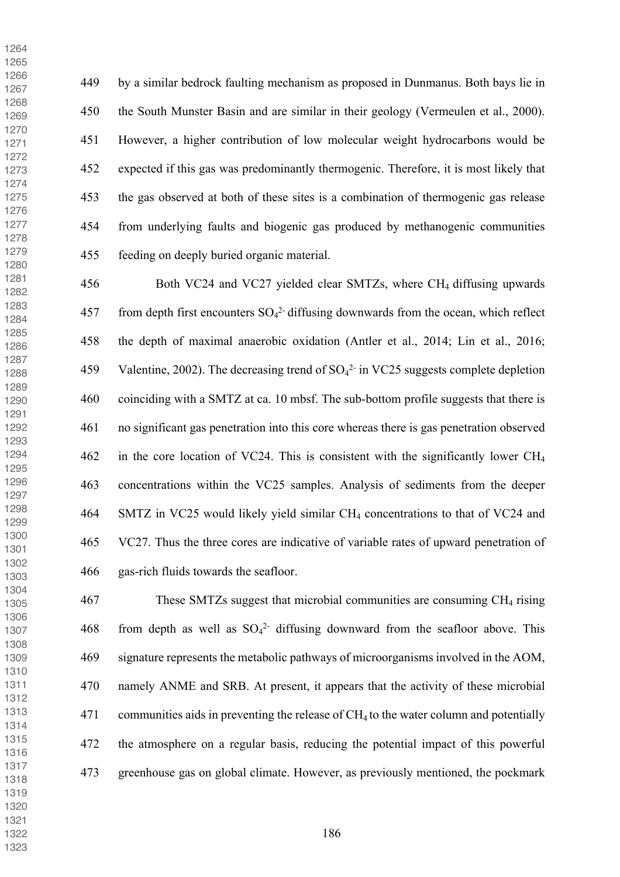by a similar bedrock faulting mechanism as proposed in Dunmanus. Both bays lie in the South Munster Basin and are similar in their geology (Vermeulen et al., 2000). However, a higher contribution of low molecular weight hydrocarbons would be expected if this gas was predominantly thermogenic. Therefore, it is most likely that the gas observed at both of these sites is a combination of thermogenic gas release from underlying faults and biogenic gas produced by methanogenic communities feeding on deeply buried organic material.

Both VC24 and VC27 yielded clear SMTZs, where $CH_4$ diffusing upwards from depth first encounters $SO_4^{2-}$ diffusing downwards from the ocean, which reflect the depth of maximal anaerobic oxidation (Antler et al., 2014; Lin et al., 2016; Valentine, 2002). The decreasing trend of $SO_4^{2-}$ in VC25 suggests complete depletion coinciding with a SMTZ at ca. 10 mbsf. The sub-bottom profile suggests that there is no significant gas penetration into this core whereas there is gas penetration observed in the core location of VC24. This is consistent with the significantly lower $CH_4$ concentrations within the VC25 samples. Analysis of sediments from the deeper SMTZ in VC25 would likely yield similar $CH_4$ concentrations to that of VC24 and VC27. Thus the three cores are indicative of variable rates of upward penetration of gas-rich fluids towards the seafloor.

These SMTZs suggest that microbial communities are consuming $CH_4$ rising from depth as well as $SO_4^{2-}$ diffusing downward from the seafloor above. This signature represents the metabolic pathways of microorganisms involved in the AOM, namely ANME and SRB. At present, it appears that the activity of these microbial communities aids in preventing the release of $CH_4$ to the water column and potentially the atmosphere on a regular basis, reducing the potential impact of this powerful greenhouse gas on global climate. However, as previously mentioned, the pockmark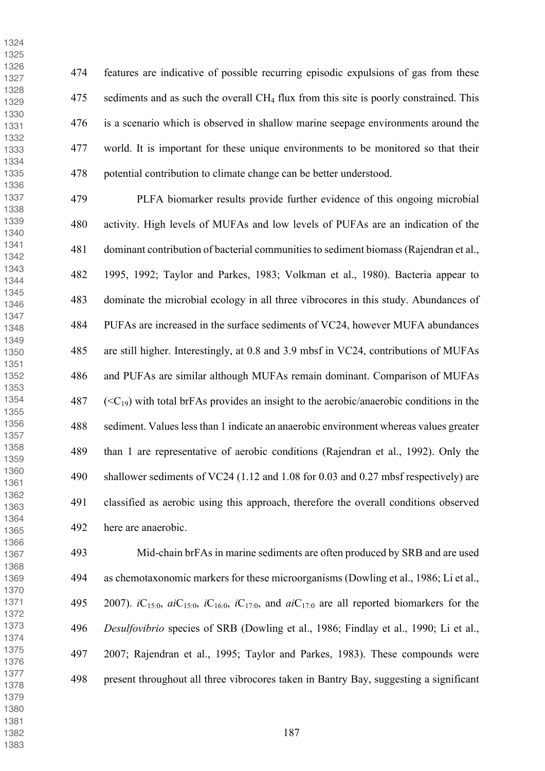features are indicative of possible recurring episodic expulsions of gas from these sediments and as such the overall $CH_4$ flux from this site is poorly constrained. This is a scenario which is observed in shallow marine seepage environments around the world. It is important for these unique environments to be monitored so that their potential contribution to climate change can be better understood.

PLFA biomarker results provide further evidence of this ongoing microbial activity. High levels of MUFAs and low levels of PUFAs are an indication of the dominant contribution of bacterial communities to sediment biomass (Rajendran et al., 1995, 1992; Taylor and Parkes, 1983; Volkman et al., 1980). Bacteria appear to dominate the microbial ecology in all three vibrocores in this study. Abundances of PUFAs are increased in the surface sediments of VC24, however MUFA abundances are still higher. Interestingly, at 0.8 and 3.9 mbsf in VC24, contributions of MUFAs and PUFAs are similar although MUFAs remain dominant. Comparison of MUFAs ($<C_{19}$) with total brFAs provides an insight to the aerobic/anaerobic conditions in the sediment. Values less than 1 indicate an anaerobic environment whereas values greater than 1 are representative of aerobic conditions (Rajendran et al., 1992). Only the shallower sediments of VC24 (1.12 and 1.08 for 0.03 and 0.27 mbsf respectively) are classified as aerobic using this approach, therefore the overall conditions observed here are anaerobic.

Mid-chain brFAs in marine sediments are often produced by SRB and are used as chemotaxonomic markers for these microorganisms (Dowling et al., 1986; Li et al., 2007). *i*$C_{15:0}$, *ai*$C_{15:0}$, *i*$C_{16:0}$, *i*$C_{17:0}$, and *ai*$C_{17:0}$ are all reported biomarkers for the *Desulfovibrio* species of SRB (Dowling et al., 1986; Findlay et al., 1990; Li et al., 2007; Rajendran et al., 1995; Taylor and Parkes, 1983). These compounds were present throughout all three vibrocores taken in Bantry Bay, suggesting a significant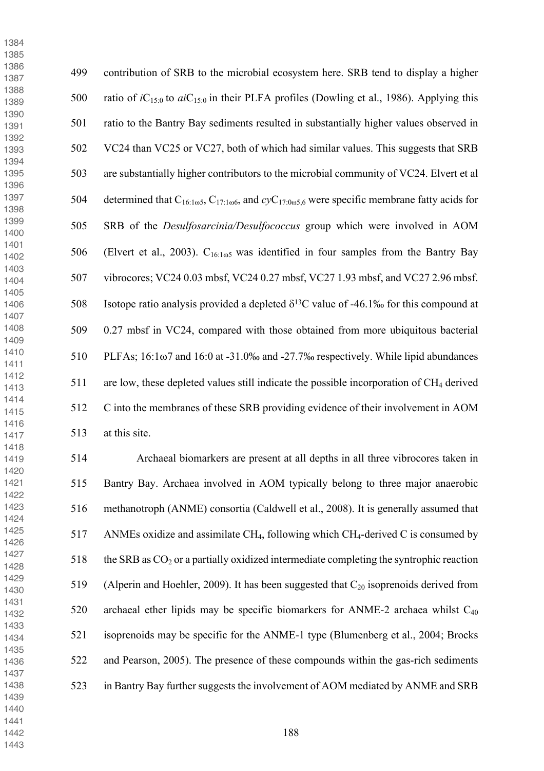contribution of SRB to the microbial ecosystem here. SRB tend to display a higher ratio of $iC_{15:0}$ to $aiC_{15:0}$ in their PLFA profiles (Dowling et al., 1986). Applying this ratio to the Bantry Bay sediments resulted in substantially higher values observed in VC24 than VC25 or VC27, both of which had similar values. This suggests that SRB are substantially higher contributors to the microbial community of VC24. Elvert et al determined that $C_{16:1\omega5}$, $C_{17:1\omega6}$, and $cyC_{17:0\omega5,6}$ were specific membrane fatty acids for SRB of the *Desulfosarcinia/Desulfococcus* group which were involved in AOM (Elvert et al., 2003). $C_{16:1\omega5}$ was identified in four samples from the Bantry Bay vibrocores; VC24 0.03 mbsf, VC24 0.27 mbsf, VC27 1.93 mbsf, and VC27 2.96 mbsf. Isotope ratio analysis provided a depleted $\delta^{13}C$ value of -46.1‰ for this compound at 0.27 mbsf in VC24, compared with those obtained from more ubiquitous bacterial PLFAs; 16:1ω7 and 16:0 at -31.0‰ and -27.7‰ respectively. While lipid abundances are low, these depleted values still indicate the possible incorporation of $CH_4$ derived C into the membranes of these SRB providing evidence of their involvement in AOM at this site.

Archaeal biomarkers are present at all depths in all three vibrocores taken in Bantry Bay. Archaea involved in AOM typically belong to three major anaerobic methanotroph (ANME) consortia (Caldwell et al., 2008). It is generally assumed that ANMEs oxidize and assimilate $CH_4$, following which $CH_4$-derived C is consumed by the SRB as $CO_2$ or a partially oxidized intermediate completing the syntrophic reaction (Alperin and Hoehler, 2009). It has been suggested that $C_{20}$ isoprenoids derived from archaeal ether lipids may be specific biomarkers for ANME-2 archaea whilst $C_{40}$ isoprenoids may be specific for the ANME-1 type (Blumenberg et al., 2004; Brocks and Pearson, 2005). The presence of these compounds within the gas-rich sediments in Bantry Bay further suggests the involvement of AOM mediated by ANME and SRB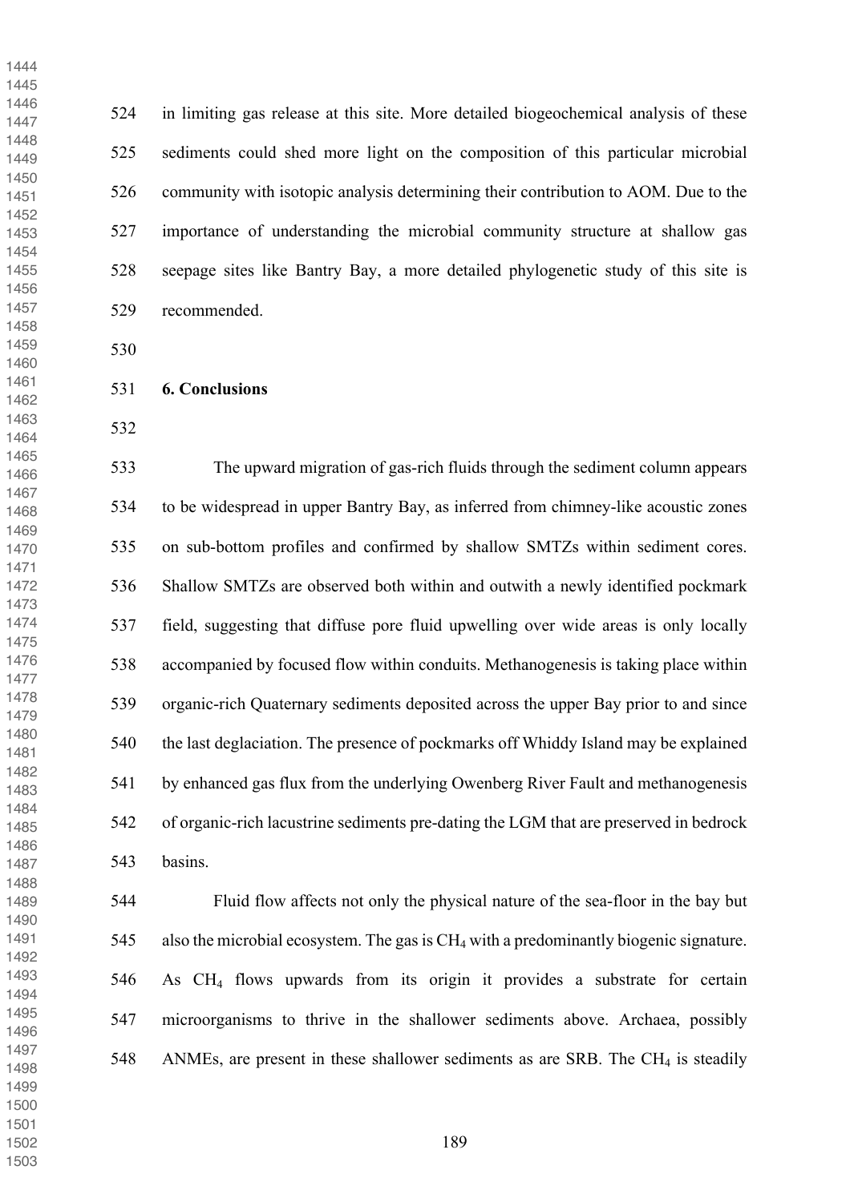in limiting gas release at this site. More detailed biogeochemical analysis of these sediments could shed more light on the composition of this particular microbial community with isotopic analysis determining their contribution to AOM. Due to the importance of understanding the microbial community structure at shallow gas seepage sites like Bantry Bay, a more detailed phylogenetic study of this site is recommended.

## 6. Conclusions

The upward migration of gas-rich fluids through the sediment column appears to be widespread in upper Bantry Bay, as inferred from chimney-like acoustic zones on sub-bottom profiles and confirmed by shallow SMTZs within sediment cores. Shallow SMTZs are observed both within and outwith a newly identified pockmark field, suggesting that diffuse pore fluid upwelling over wide areas is only locally accompanied by focused flow within conduits. Methanogenesis is taking place within organic-rich Quaternary sediments deposited across the upper Bay prior to and since the last deglaciation. The presence of pockmarks off Whiddy Island may be explained by enhanced gas flux from the underlying Owenberg River Fault and methanogenesis of organic-rich lacustrine sediments pre-dating the LGM that are preserved in bedrock basins.

Fluid flow affects not only the physical nature of the sea-floor in the bay but also the microbial ecosystem. The gas is $CH_4$ with a predominantly biogenic signature. As $CH_4$ flows upwards from its origin it provides a substrate for certain microorganisms to thrive in the shallower sediments above. Archaea, possibly ANMEs, are present in these shallower sediments as are SRB. The $CH_4$ is steadily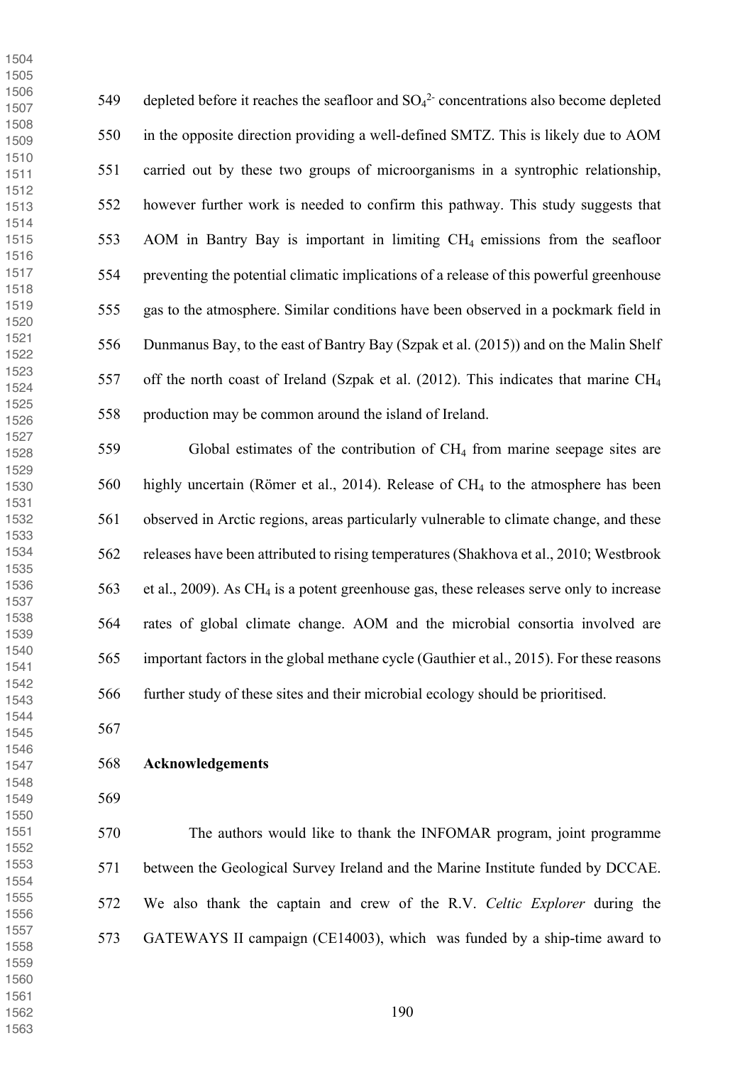depleted before it reaches the seafloor and $SO_4^{2-}$ concentrations also become depleted in the opposite direction providing a well-defined SMTZ. This is likely due to AOM carried out by these two groups of microorganisms in a syntrophic relationship, however further work is needed to confirm this pathway. This study suggests that AOM in Bantry Bay is important in limiting $CH_4$ emissions from the seafloor preventing the potential climatic implications of a release of this powerful greenhouse gas to the atmosphere. Similar conditions have been observed in a pockmark field in Dunmanus Bay, to the east of Bantry Bay (Szpak et al. (2015)) and on the Malin Shelf off the north coast of Ireland (Szpak et al. (2012). This indicates that marine $CH_4$ production may be common around the island of Ireland.

Global estimates of the contribution of $CH_4$ from marine seepage sites are highly uncertain (Römer et al., 2014). Release of $CH_4$ to the atmosphere has been observed in Arctic regions, areas particularly vulnerable to climate change, and these releases have been attributed to rising temperatures (Shakhova et al., 2010; Westbrook et al., 2009). As $CH_4$ is a potent greenhouse gas, these releases serve only to increase rates of global climate change. AOM and the microbial consortia involved are important factors in the global methane cycle (Gauthier et al., 2015). For these reasons further study of these sites and their microbial ecology should be prioritised.

**Acknowledgements**

The authors would like to thank the INFOMAR program, joint programme between the Geological Survey Ireland and the Marine Institute funded by DCCAE. We also thank the captain and crew of the R.V. *Celtic Explorer* during the GATEWAYS II campaign (CE14003), which was funded by a ship-time award to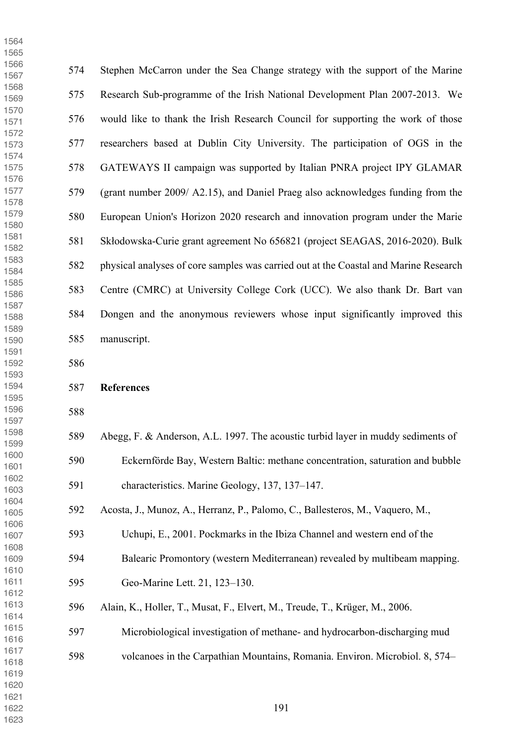Stephen McCarron under the Sea Change strategy with the support of the Marine Research Sub-programme of the Irish National Development Plan 2007-2013. We would like to thank the Irish Research Council for supporting the work of those researchers based at Dublin City University. The participation of OGS in the GATEWAYS II campaign was supported by Italian PNRA project IPY GLAMAR (grant number 2009/ A2.15), and Daniel Praeg also acknowledges funding from the European Union's Horizon 2020 research and innovation program under the Marie Skłodowska-Curie grant agreement No 656821 (project SEAGAS, 2016-2020). Bulk physical analyses of core samples was carried out at the Coastal and Marine Research Centre (CMRC) at University College Cork (UCC). We also thank Dr. Bart van Dongen and the anonymous reviewers whose input significantly improved this manuscript.

**References**

Abegg, F. & Anderson, A.L. 1997. The acoustic turbid layer in muddy sediments of Eckernförde Bay, Western Baltic: methane concentration, saturation and bubble characteristics. Marine Geology, 137, 137–147.

Acosta, J., Munoz, A., Herranz, P., Palomo, C., Ballesteros, M., Vaquero, M., Uchupi, E., 2001. Pockmarks in the Ibiza Channel and western end of the Balearic Promontory (western Mediterranean) revealed by multibeam mapping. Geo-Marine Lett. 21, 123–130.

Alain, K., Holler, T., Musat, F., Elvert, M., Treude, T., Krüger, M., 2006. Microbiological investigation of methane- and hydrocarbon-discharging mud volcanoes in the Carpathian Mountains, Romania. Environ. Microbiol. 8, 574–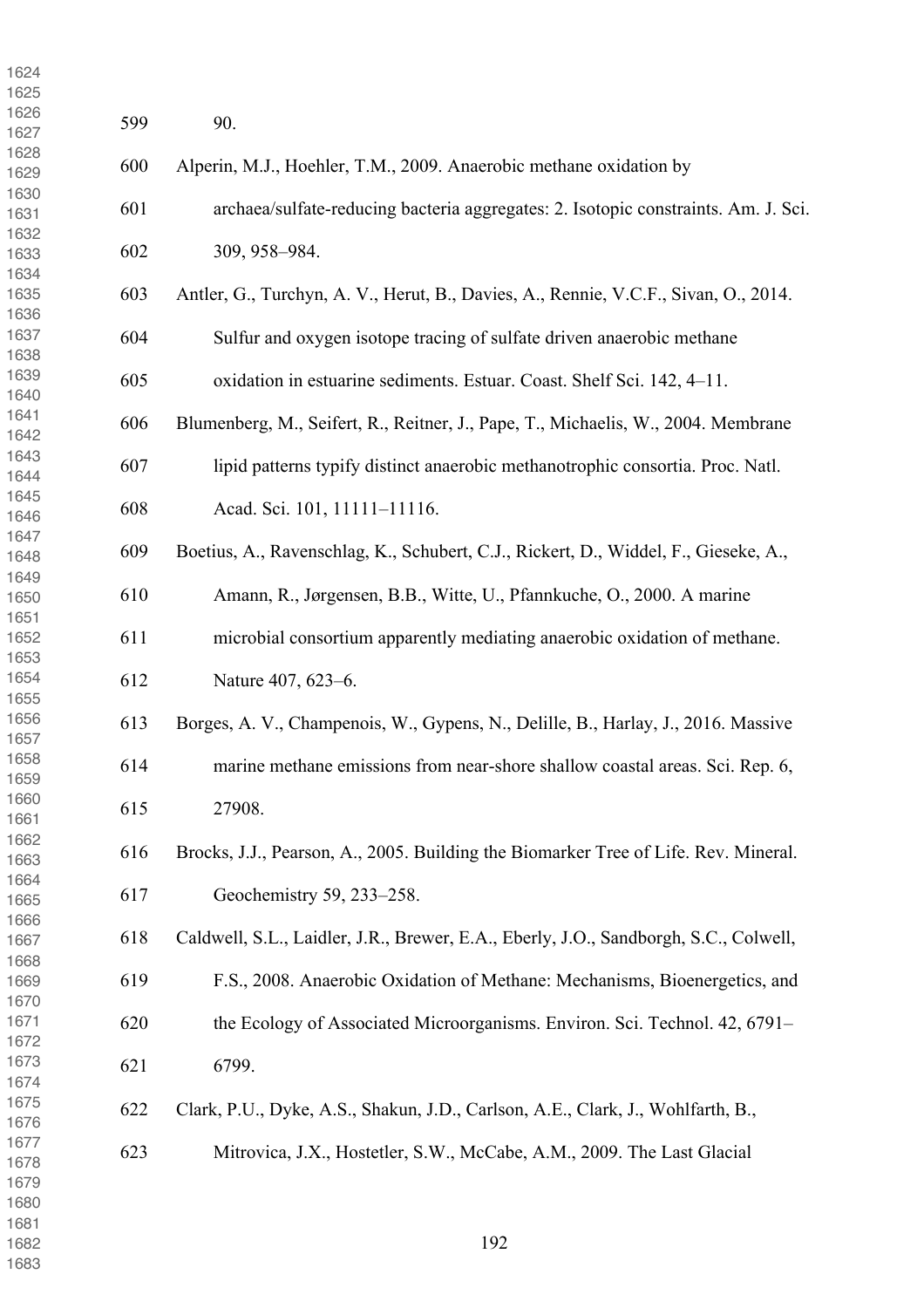90.

Alperin, M.J., Hoehler, T.M., 2009. Anaerobic methane oxidation by archaea/sulfate-reducing bacteria aggregates: 2. Isotopic constraints. Am. J. Sci. 309, 958–984.

Antler, G., Turchyn, A. V., Herut, B., Davies, A., Rennie, V.C.F., Sivan, O., 2014. Sulfur and oxygen isotope tracing of sulfate driven anaerobic methane oxidation in estuarine sediments. Estuar. Coast. Shelf Sci. 142, 4–11.

Blumenberg, M., Seifert, R., Reitner, J., Pape, T., Michaelis, W., 2004. Membrane lipid patterns typify distinct anaerobic methanotrophic consortia. Proc. Natl. Acad. Sci. 101, 11111–11116.

Boetius, A., Ravenschlag, K., Schubert, C.J., Rickert, D., Widdel, F., Gieseke, A., Amann, R., Jørgensen, B.B., Witte, U., Pfannkuche, O., 2000. A marine microbial consortium apparently mediating anaerobic oxidation of methane. Nature 407, 623–6.

Borges, A. V., Champenois, W., Gypens, N., Delille, B., Harlay, J., 2016. Massive marine methane emissions from near-shore shallow coastal areas. Sci. Rep. 6, 27908.

Brocks, J.J., Pearson, A., 2005. Building the Biomarker Tree of Life. Rev. Mineral. Geochemistry 59, 233–258.

Caldwell, S.L., Laidler, J.R., Brewer, E.A., Eberly, J.O., Sandborgh, S.C., Colwell, F.S., 2008. Anaerobic Oxidation of Methane: Mechanisms, Bioenergetics, and the Ecology of Associated Microorganisms. Environ. Sci. Technol. 42, 6791–6799.

Clark, P.U., Dyke, A.S., Shakun, J.D., Carlson, A.E., Clark, J., Wohlfarth, B., Mitrovica, J.X., Hostetler, S.W., McCabe, A.M., 2009. The Last Glacial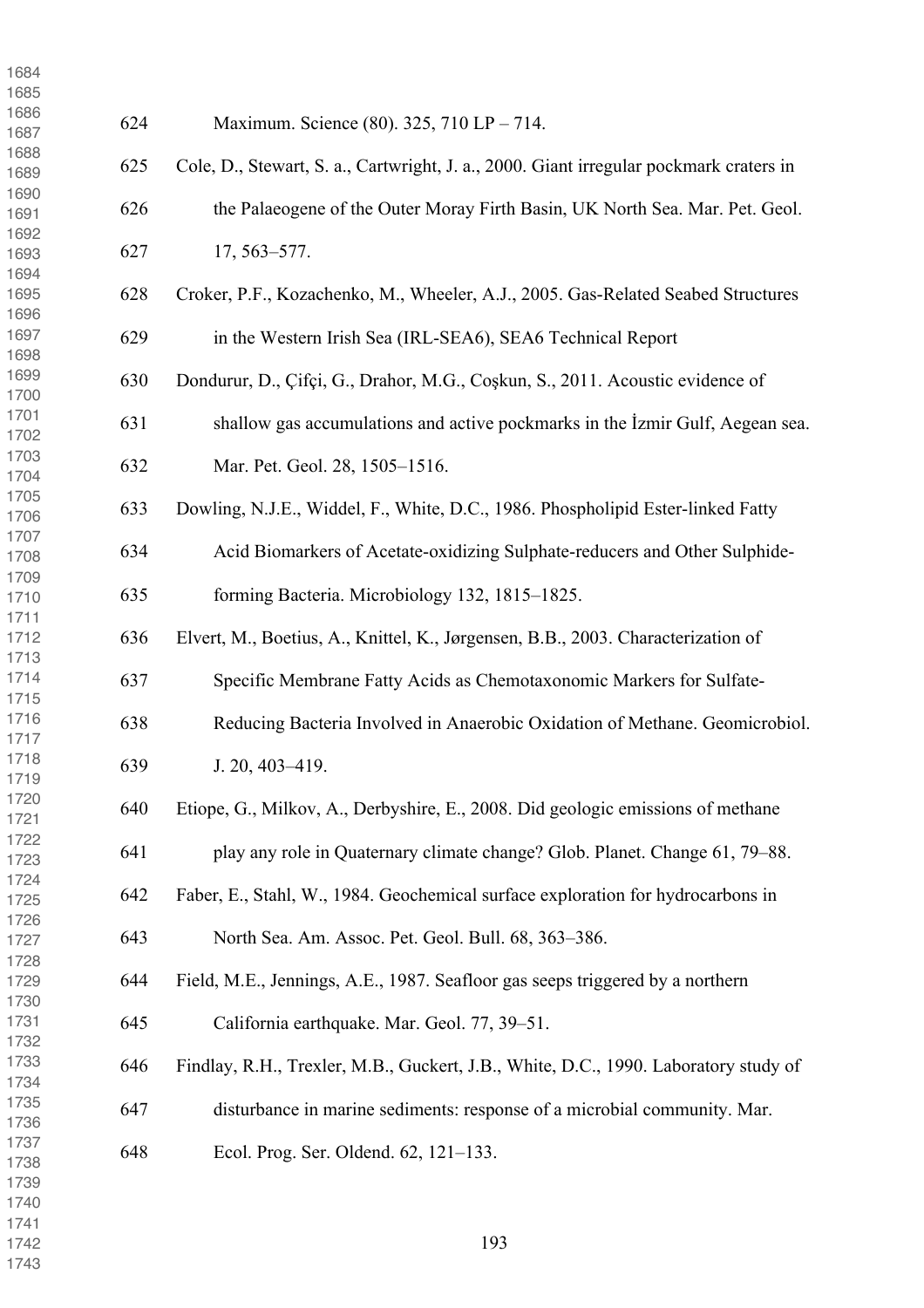Maximum. Science (80). 325, 710 LP – 714.

Cole, D., Stewart, S. a., Cartwright, J. a., 2000. Giant irregular pockmark craters in the Palaeogene of the Outer Moray Firth Basin, UK North Sea. Mar. Pet. Geol. 17, 563–577.

Croker, P.F., Kozachenko, M., Wheeler, A.J., 2005. Gas-Related Seabed Structures in the Western Irish Sea (IRL-SEA6), SEA6 Technical Report

Dondurur, D., Çifçi, G., Drahor, M.G., Coşkun, S., 2011. Acoustic evidence of shallow gas accumulations and active pockmarks in the İzmir Gulf, Aegean sea. Mar. Pet. Geol. 28, 1505–1516.

Dowling, N.J.E., Widdel, F., White, D.C., 1986. Phospholipid Ester-linked Fatty Acid Biomarkers of Acetate-oxidizing Sulphate-reducers and Other Sulphide-forming Bacteria. Microbiology 132, 1815–1825.

Elvert, M., Boetius, A., Knittel, K., Jørgensen, B.B., 2003. Characterization of Specific Membrane Fatty Acids as Chemotaxonomic Markers for Sulfate-Reducing Bacteria Involved in Anaerobic Oxidation of Methane. Geomicrobiol. J. 20, 403–419.

Etiope, G., Milkov, A., Derbyshire, E., 2008. Did geologic emissions of methane play any role in Quaternary climate change? Glob. Planet. Change 61, 79–88.

Faber, E., Stahl, W., 1984. Geochemical surface exploration for hydrocarbons in North Sea. Am. Assoc. Pet. Geol. Bull. 68, 363–386.

Field, M.E., Jennings, A.E., 1987. Seafloor gas seeps triggered by a northern California earthquake. Mar. Geol. 77, 39–51.

Findlay, R.H., Trexler, M.B., Guckert, J.B., White, D.C., 1990. Laboratory study of disturbance in marine sediments: response of a microbial community. Mar. Ecol. Prog. Ser. Oldend. 62, 121–133.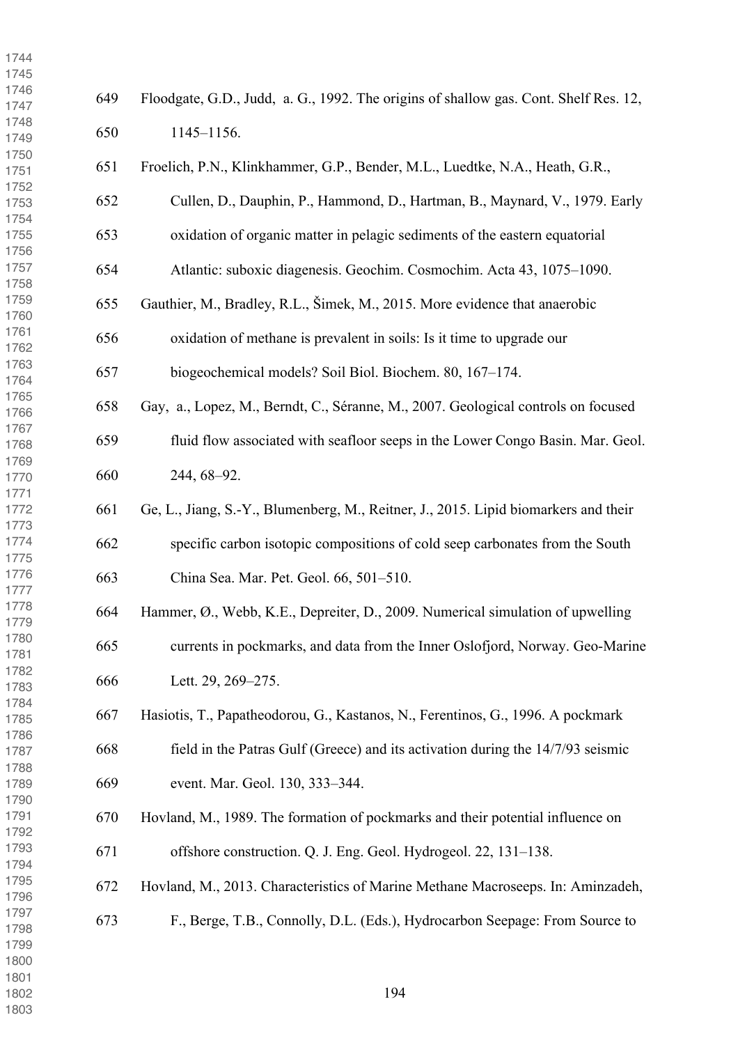Floodgate, G.D., Judd, a. G., 1992. The origins of shallow gas. Cont. Shelf Res. 12, 1145–1156.

Froelich, P.N., Klinkhammer, G.P., Bender, M.L., Luedtke, N.A., Heath, G.R., Cullen, D., Dauphin, P., Hammond, D., Hartman, B., Maynard, V., 1979. Early oxidation of organic matter in pelagic sediments of the eastern equatorial Atlantic: suboxic diagenesis. Geochim. Cosmochim. Acta 43, 1075–1090.

Gauthier, M., Bradley, R.L., Šimek, M., 2015. More evidence that anaerobic oxidation of methane is prevalent in soils: Is it time to upgrade our biogeochemical models? Soil Biol. Biochem. 80, 167–174.

Gay, a., Lopez, M., Berndt, C., Séranne, M., 2007. Geological controls on focused fluid flow associated with seafloor seeps in the Lower Congo Basin. Mar. Geol. 244, 68–92.

Ge, L., Jiang, S.-Y., Blumenberg, M., Reitner, J., 2015. Lipid biomarkers and their specific carbon isotopic compositions of cold seep carbonates from the South China Sea. Mar. Pet. Geol. 66, 501–510.

Hammer, Ø., Webb, K.E., Depreiter, D., 2009. Numerical simulation of upwelling currents in pockmarks, and data from the Inner Oslofjord, Norway. Geo-Marine Lett. 29, 269–275.

Hasiotis, T., Papatheodorou, G., Kastanos, N., Ferentinos, G., 1996. A pockmark field in the Patras Gulf (Greece) and its activation during the 14/7/93 seismic event. Mar. Geol. 130, 333–344.

Hovland, M., 1989. The formation of pockmarks and their potential influence on offshore construction. Q. J. Eng. Geol. Hydrogeol. 22, 131–138.

Hovland, M., 2013. Characteristics of Marine Methane Macroseeps. In: Aminzadeh, F., Berge, T.B., Connolly, D.L. (Eds.), Hydrocarbon Seepage: From Source to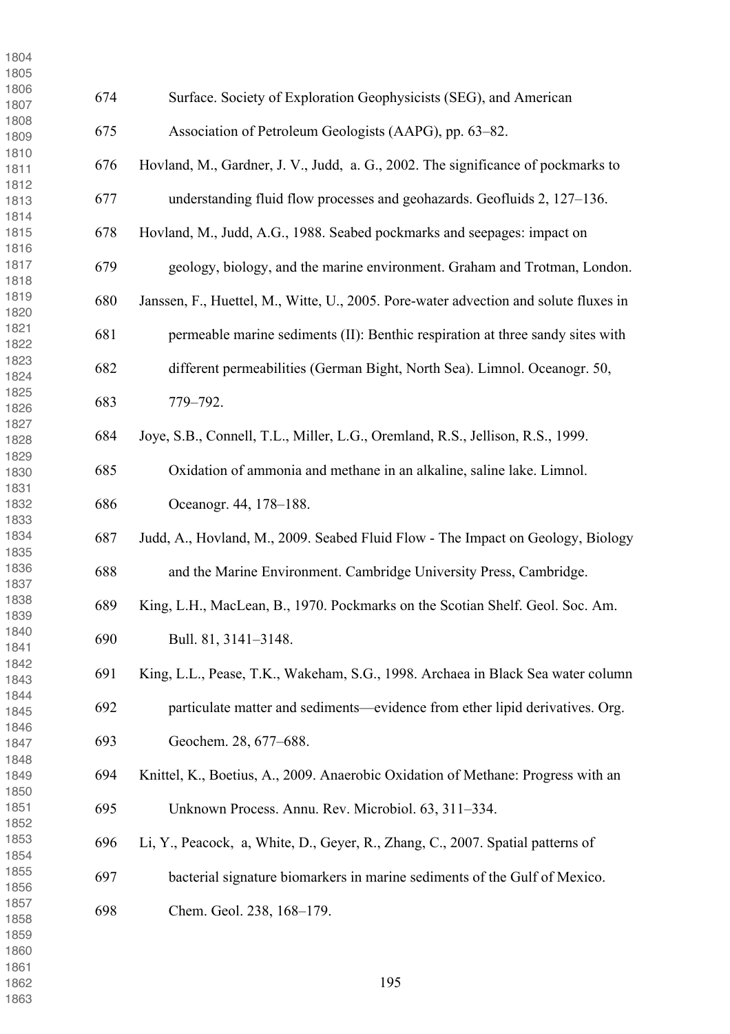Surface. Society of Exploration Geophysicists (SEG), and American Association of Petroleum Geologists (AAPG), pp. 63–82.

Hovland, M., Gardner, J. V., Judd, a. G., 2002. The significance of pockmarks to understanding fluid flow processes and geohazards. Geofluids 2, 127–136.

Hovland, M., Judd, A.G., 1988. Seabed pockmarks and seepages: impact on geology, biology, and the marine environment. Graham and Trotman, London.

Janssen, F., Huettel, M., Witte, U., 2005. Pore-water advection and solute fluxes in permeable marine sediments (II): Benthic respiration at three sandy sites with different permeabilities (German Bight, North Sea). Limnol. Oceanogr. 50, 779–792.

Joye, S.B., Connell, T.L., Miller, L.G., Oremland, R.S., Jellison, R.S., 1999. Oxidation of ammonia and methane in an alkaline, saline lake. Limnol. Oceanogr. 44, 178–188.

Judd, A., Hovland, M., 2009. Seabed Fluid Flow - The Impact on Geology, Biology and the Marine Environment. Cambridge University Press, Cambridge.

King, L.H., MacLean, B., 1970. Pockmarks on the Scotian Shelf. Geol. Soc. Am. Bull. 81, 3141–3148.

King, L.L., Pease, T.K., Wakeham, S.G., 1998. Archaea in Black Sea water column particulate matter and sediments—evidence from ether lipid derivatives. Org. Geochem. 28, 677–688.

Knittel, K., Boetius, A., 2009. Anaerobic Oxidation of Methane: Progress with an Unknown Process. Annu. Rev. Microbiol. 63, 311–334.

Li, Y., Peacock, a, White, D., Geyer, R., Zhang, C., 2007. Spatial patterns of bacterial signature biomarkers in marine sediments of the Gulf of Mexico. Chem. Geol. 238, 168–179.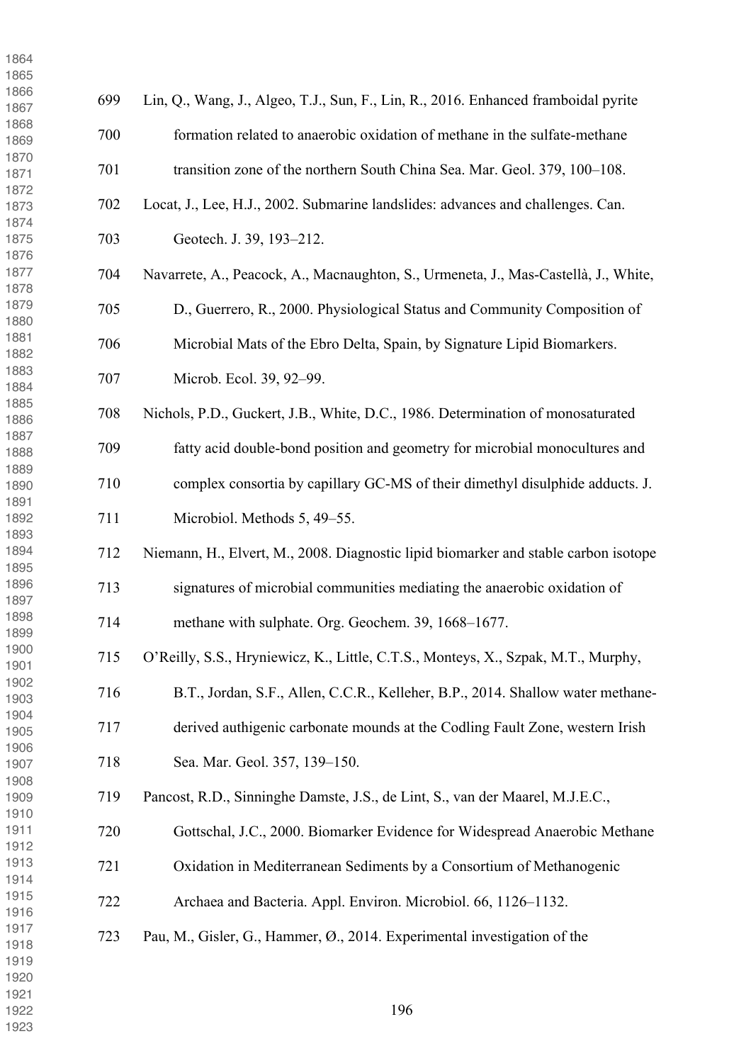Lin, Q., Wang, J., Algeo, T.J., Sun, F., Lin, R., 2016. Enhanced framboidal pyrite formation related to anaerobic oxidation of methane in the sulfate-methane transition zone of the northern South China Sea. Mar. Geol. 379, 100–108.

Locat, J., Lee, H.J., 2002. Submarine landslides: advances and challenges. Can. Geotech. J. 39, 193–212.

Navarrete, A., Peacock, A., Macnaughton, S., Urmeneta, J., Mas-Castellà, J., White, D., Guerrero, R., 2000. Physiological Status and Community Composition of Microbial Mats of the Ebro Delta, Spain, by Signature Lipid Biomarkers. Microb. Ecol. 39, 92–99.

Nichols, P.D., Guckert, J.B., White, D.C., 1986. Determination of monosaturated fatty acid double-bond position and geometry for microbial monocultures and complex consortia by capillary GC-MS of their dimethyl disulphide adducts. J. Microbiol. Methods 5, 49–55.

Niemann, H., Elvert, M., 2008. Diagnostic lipid biomarker and stable carbon isotope signatures of microbial communities mediating the anaerobic oxidation of methane with sulphate. Org. Geochem. 39, 1668–1677.

O'Reilly, S.S., Hryniewicz, K., Little, C.T.S., Monteys, X., Szpak, M.T., Murphy, B.T., Jordan, S.F., Allen, C.C.R., Kelleher, B.P., 2014. Shallow water methane-derived authigenic carbonate mounds at the Codling Fault Zone, western Irish Sea. Mar. Geol. 357, 139–150.

Pancost, R.D., Sinninghe Damste, J.S., de Lint, S., van der Maarel, M.J.E.C., Gottschal, J.C., 2000. Biomarker Evidence for Widespread Anaerobic Methane Oxidation in Mediterranean Sediments by a Consortium of Methanogenic Archaea and Bacteria. Appl. Environ. Microbiol. 66, 1126–1132.

Pau, M., Gisler, G., Hammer, Ø., 2014. Experimental investigation of the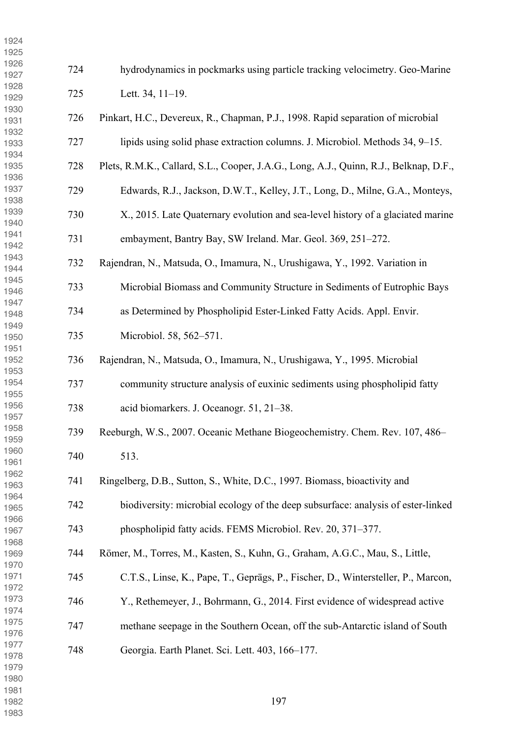hydrodynamics in pockmarks using particle tracking velocimetry. Geo-Marine Lett. 34, 11–19.

Pinkart, H.C., Devereux, R., Chapman, P.J., 1998. Rapid separation of microbial lipids using solid phase extraction columns. J. Microbiol. Methods 34, 9–15.

Plets, R.M.K., Callard, S.L., Cooper, J.A.G., Long, A.J., Quinn, R.J., Belknap, D.F., Edwards, R.J., Jackson, D.W.T., Kelley, J.T., Long, D., Milne, G.A., Monteys, X., 2015. Late Quaternary evolution and sea-level history of a glaciated marine embayment, Bantry Bay, SW Ireland. Mar. Geol. 369, 251–272.

Rajendran, N., Matsuda, O., Imamura, N., Urushigawa, Y., 1992. Variation in Microbial Biomass and Community Structure in Sediments of Eutrophic Bays as Determined by Phospholipid Ester-Linked Fatty Acids. Appl. Envir. Microbiol. 58, 562–571.

Rajendran, N., Matsuda, O., Imamura, N., Urushigawa, Y., 1995. Microbial community structure analysis of euxinic sediments using phospholipid fatty acid biomarkers. J. Oceanogr. 51, 21–38.

Reeburgh, W.S., 2007. Oceanic Methane Biogeochemistry. Chem. Rev. 107, 486–513.

Ringelberg, D.B., Sutton, S., White, D.C., 1997. Biomass, bioactivity and biodiversity: microbial ecology of the deep subsurface: analysis of ester-linked phospholipid fatty acids. FEMS Microbiol. Rev. 20, 371–377.

Römer, M., Torres, M., Kasten, S., Kuhn, G., Graham, A.G.C., Mau, S., Little, C.T.S., Linse, K., Pape, T., Geprägs, P., Fischer, D., Wintersteller, P., Marcon, Y., Rethemeyer, J., Bohrmann, G., 2014. First evidence of widespread active methane seepage in the Southern Ocean, off the sub-Antarctic island of South Georgia. Earth Planet. Sci. Lett. 403, 166–177.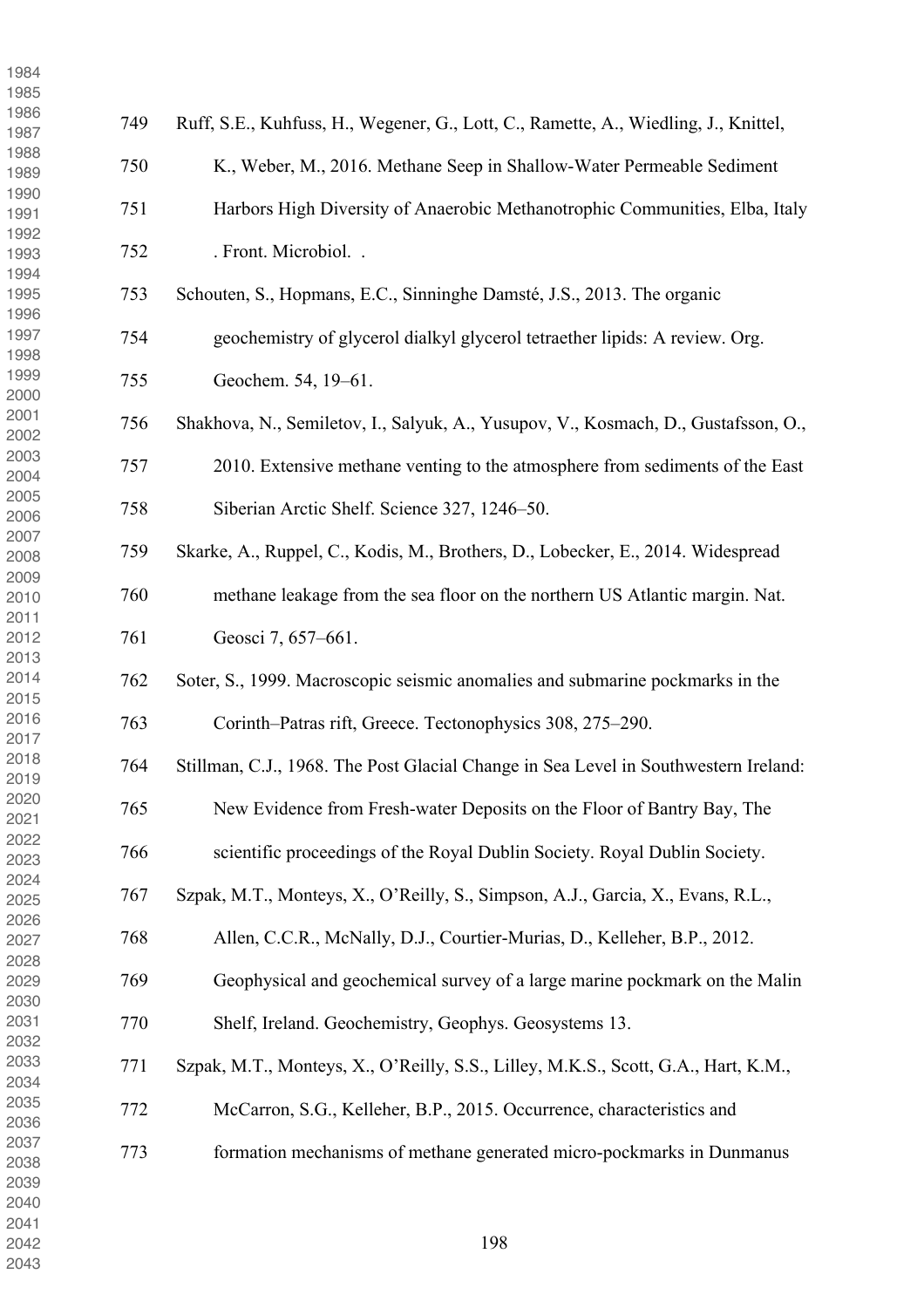Ruff, S.E., Kuhfuss, H., Wegener, G., Lott, C., Ramette, A., Wiedling, J., Knittel, K., Weber, M., 2016. Methane Seep in Shallow-Water Permeable Sediment Harbors High Diversity of Anaerobic Methanotrophic Communities, Elba, Italy . Front. Microbiol. .

Schouten, S., Hopmans, E.C., Sinninghe Damsté, J.S., 2013. The organic geochemistry of glycerol dialkyl glycerol tetraether lipids: A review. Org. Geochem. 54, 19–61.

Shakhova, N., Semiletov, I., Salyuk, A., Yusupov, V., Kosmach, D., Gustafsson, O., 2010. Extensive methane venting to the atmosphere from sediments of the East Siberian Arctic Shelf. Science 327, 1246–50.

Skarke, A., Ruppel, C., Kodis, M., Brothers, D., Lobecker, E., 2014. Widespread methane leakage from the sea floor on the northern US Atlantic margin. Nat. Geosci 7, 657–661.

Soter, S., 1999. Macroscopic seismic anomalies and submarine pockmarks in the Corinth–Patras rift, Greece. Tectonophysics 308, 275–290.

Stillman, C.J., 1968. The Post Glacial Change in Sea Level in Southwestern Ireland: New Evidence from Fresh-water Deposits on the Floor of Bantry Bay, The scientific proceedings of the Royal Dublin Society. Royal Dublin Society.

Szpak, M.T., Monteys, X., O'Reilly, S., Simpson, A.J., Garcia, X., Evans, R.L., Allen, C.C.R., McNally, D.J., Courtier-Murias, D., Kelleher, B.P., 2012. Geophysical and geochemical survey of a large marine pockmark on the Malin Shelf, Ireland. Geochemistry, Geophys. Geosystems 13.

Szpak, M.T., Monteys, X., O'Reilly, S.S., Lilley, M.K.S., Scott, G.A., Hart, K.M., McCarron, S.G., Kelleher, B.P., 2015. Occurrence, characteristics and formation mechanisms of methane generated micro-pockmarks in Dunmanus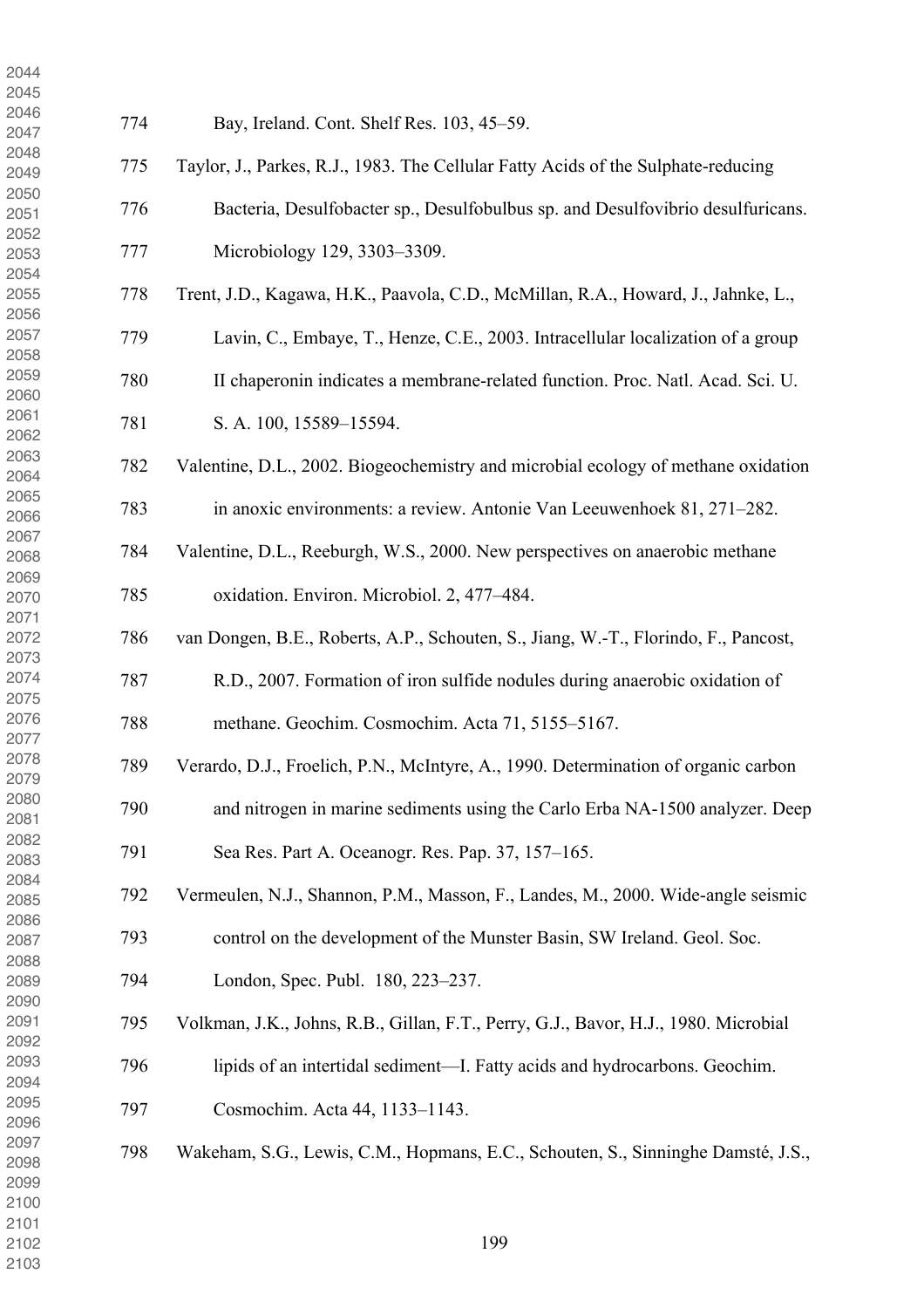Bay, Ireland. Cont. Shelf Res. 103, 45–59.

Taylor, J., Parkes, R.J., 1983. The Cellular Fatty Acids of the Sulphate-reducing Bacteria, Desulfobacter sp., Desulfobulbus sp. and Desulfovibrio desulfuricans. Microbiology 129, 3303–3309.

Trent, J.D., Kagawa, H.K., Paavola, C.D., McMillan, R.A., Howard, J., Jahnke, L., Lavin, C., Embaye, T., Henze, C.E., 2003. Intracellular localization of a group II chaperonin indicates a membrane-related function. Proc. Natl. Acad. Sci. U. S. A. 100, 15589–15594.

Valentine, D.L., 2002. Biogeochemistry and microbial ecology of methane oxidation in anoxic environments: a review. Antonie Van Leeuwenhoek 81, 271–282.

Valentine, D.L., Reeburgh, W.S., 2000. New perspectives on anaerobic methane oxidation. Environ. Microbiol. 2, 477–484.

van Dongen, B.E., Roberts, A.P., Schouten, S., Jiang, W.-T., Florindo, F., Pancost, R.D., 2007. Formation of iron sulfide nodules during anaerobic oxidation of methane. Geochim. Cosmochim. Acta 71, 5155–5167.

Verardo, D.J., Froelich, P.N., McIntyre, A., 1990. Determination of organic carbon and nitrogen in marine sediments using the Carlo Erba NA-1500 analyzer. Deep Sea Res. Part A. Oceanogr. Res. Pap. 37, 157–165.

Vermeulen, N.J., Shannon, P.M., Masson, F., Landes, M., 2000. Wide-angle seismic control on the development of the Munster Basin, SW Ireland. Geol. Soc. London, Spec. Publ. 180, 223–237.

Volkman, J.K., Johns, R.B., Gillan, F.T., Perry, G.J., Bavor, H.J., 1980. Microbial lipids of an intertidal sediment—I. Fatty acids and hydrocarbons. Geochim. Cosmochim. Acta 44, 1133–1143.

Wakeham, S.G., Lewis, C.M., Hopmans, E.C., Schouten, S., Sinninghe Damsté, J.S.,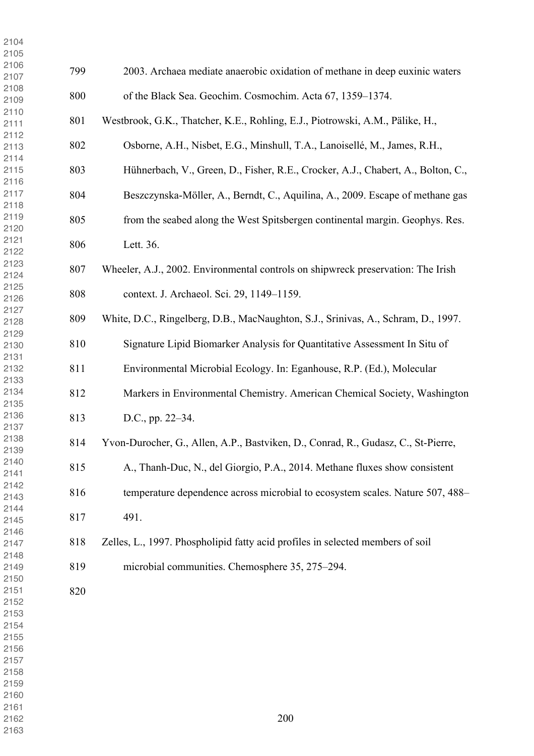2003. Archaea mediate anaerobic oxidation of methane in deep euxinic waters of the Black Sea. Geochim. Cosmochim. Acta 67, 1359–1374.

Westbrook, G.K., Thatcher, K.E., Rohling, E.J., Piotrowski, A.M., Pälike, H., Osborne, A.H., Nisbet, E.G., Minshull, T.A., Lanoisellé, M., James, R.H., Hühnerbach, V., Green, D., Fisher, R.E., Crocker, A.J., Chabert, A., Bolton, C., Beszczynska-Möller, A., Berndt, C., Aquilina, A., 2009. Escape of methane gas from the seabed along the West Spitsbergen continental margin. Geophys. Res. Lett. 36.

Wheeler, A.J., 2002. Environmental controls on shipwreck preservation: The Irish context. J. Archaeol. Sci. 29, 1149–1159.

White, D.C., Ringelberg, D.B., MacNaughton, S.J., Srinivas, A., Schram, D., 1997. Signature Lipid Biomarker Analysis for Quantitative Assessment In Situ of Environmental Microbial Ecology. In: Eganhouse, R.P. (Ed.), Molecular Markers in Environmental Chemistry. American Chemical Society, Washington D.C., pp. 22–34.

Yvon-Durocher, G., Allen, A.P., Bastviken, D., Conrad, R., Gudasz, C., St-Pierre, A., Thanh-Duc, N., del Giorgio, P.A., 2014. Methane fluxes show consistent temperature dependence across microbial to ecosystem scales. Nature 507, 488–491.

Zelles, L., 1997. Phospholipid fatty acid profiles in selected members of soil microbial communities. Chemosphere 35, 275–294.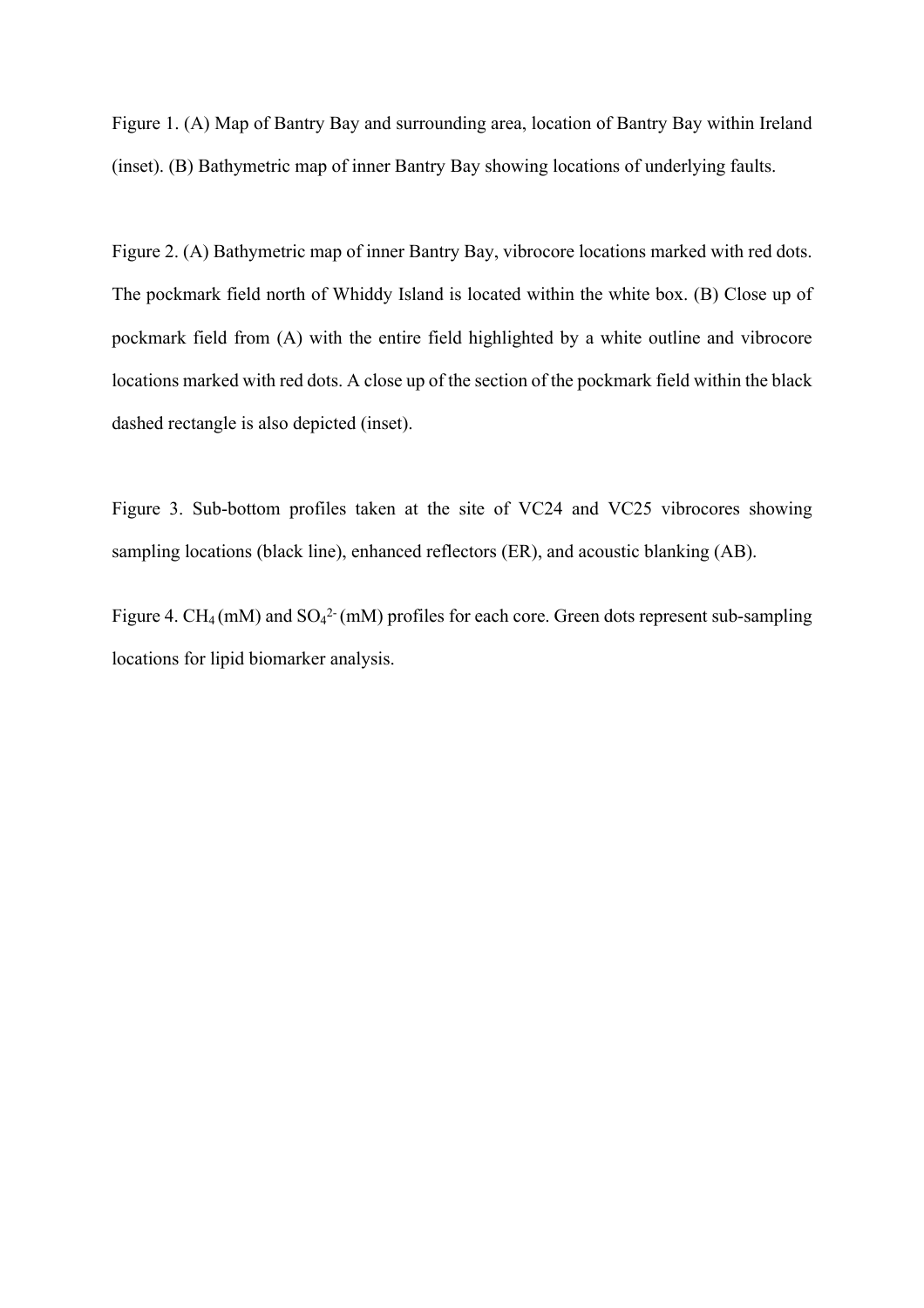Figure 1. (A) Map of Bantry Bay and surrounding area, location of Bantry Bay within Ireland (inset). (B) Bathymetric map of inner Bantry Bay showing locations of underlying faults.

Figure 2. (A) Bathymetric map of inner Bantry Bay, vibrocore locations marked with red dots. The pockmark field north of Whiddy Island is located within the white box. (B) Close up of pockmark field from (A) with the entire field highlighted by a white outline and vibrocore locations marked with red dots. A close up of the section of the pockmark field within the black dashed rectangle is also depicted (inset).

Figure 3. Sub-bottom profiles taken at the site of VC24 and VC25 vibrocores showing sampling locations (black line), enhanced reflectors (ER), and acoustic blanking (AB).

Figure 4. $CH_4$ (mM) and $SO_4^{2-}$ (mM) profiles for each core. Green dots represent sub-sampling locations for lipid biomarker analysis.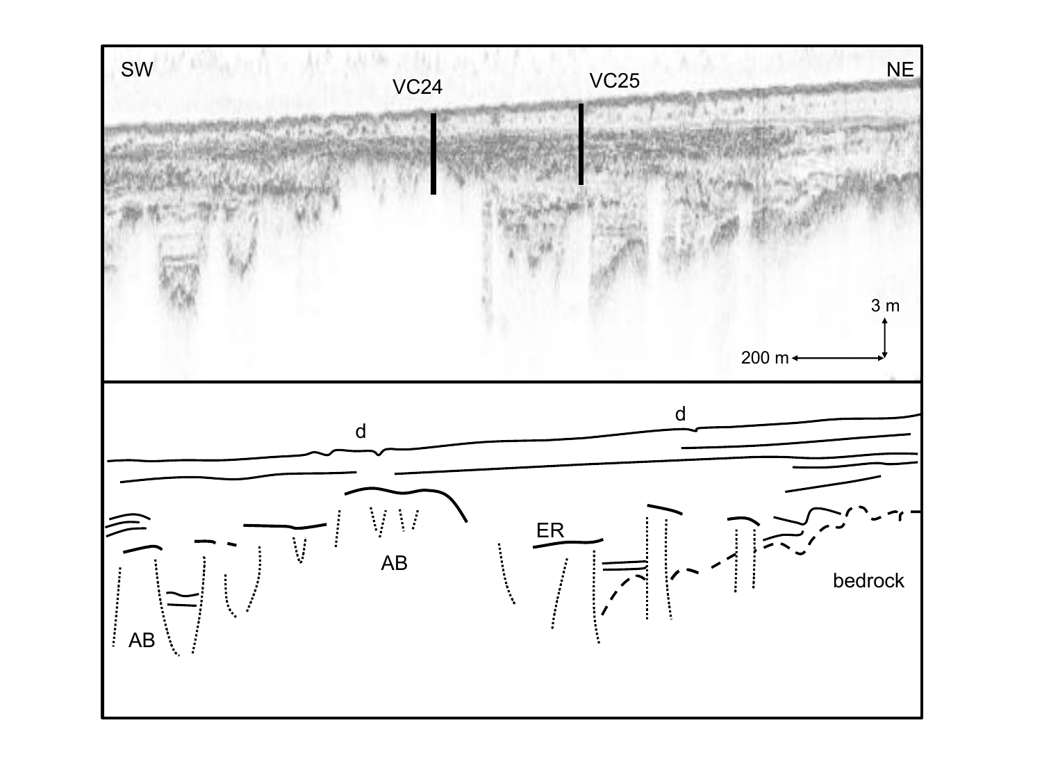SW

VC24

VC25

NE

3 m

200 m

d

d

ER

AB

AB

bedrock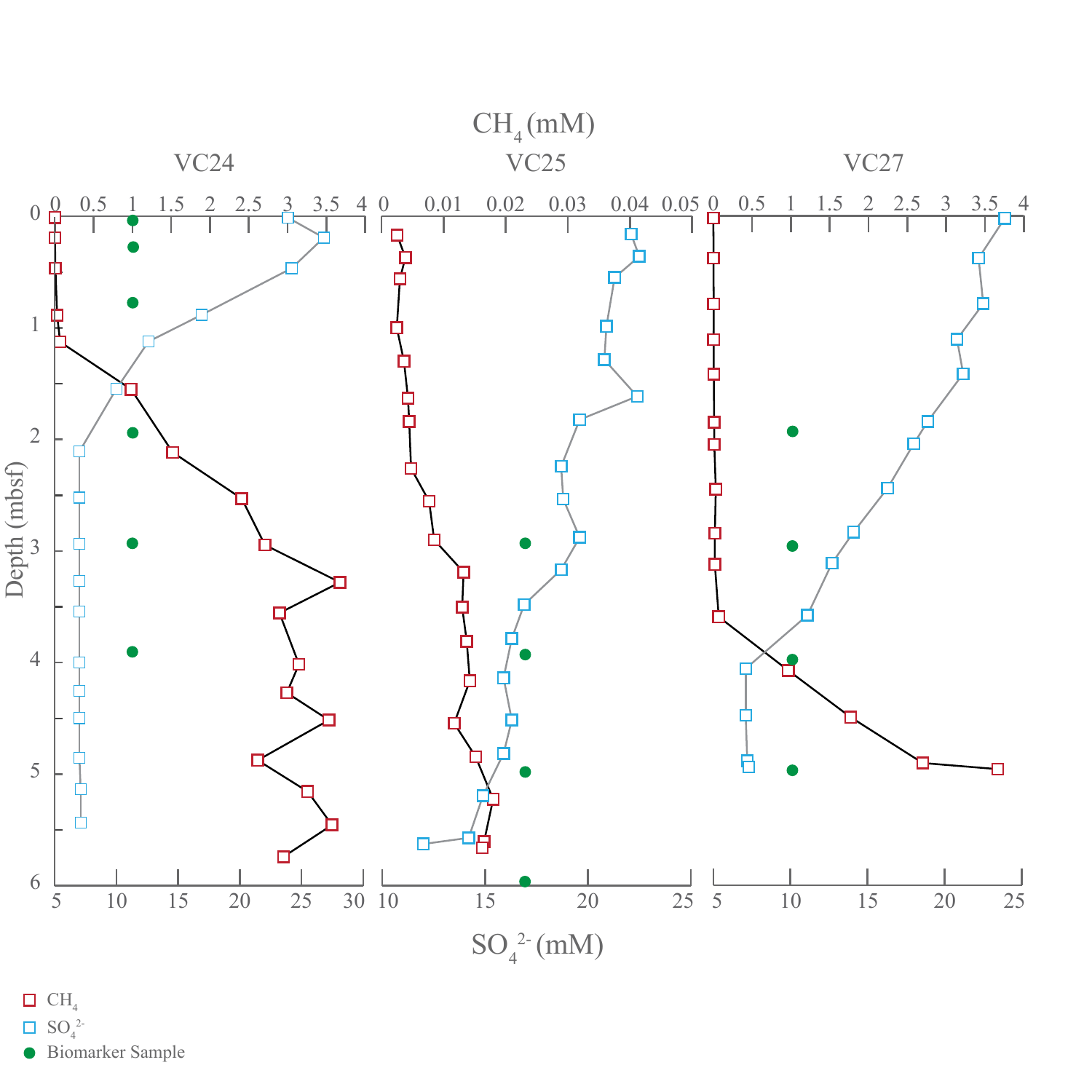CH$_4$ (mM)

VC24 VC25 VC27

Depth (mbsf)

SO$_4^{2-}$ (mM)

CH$_4$

SO$_4^{2-}$

Biomarker Sample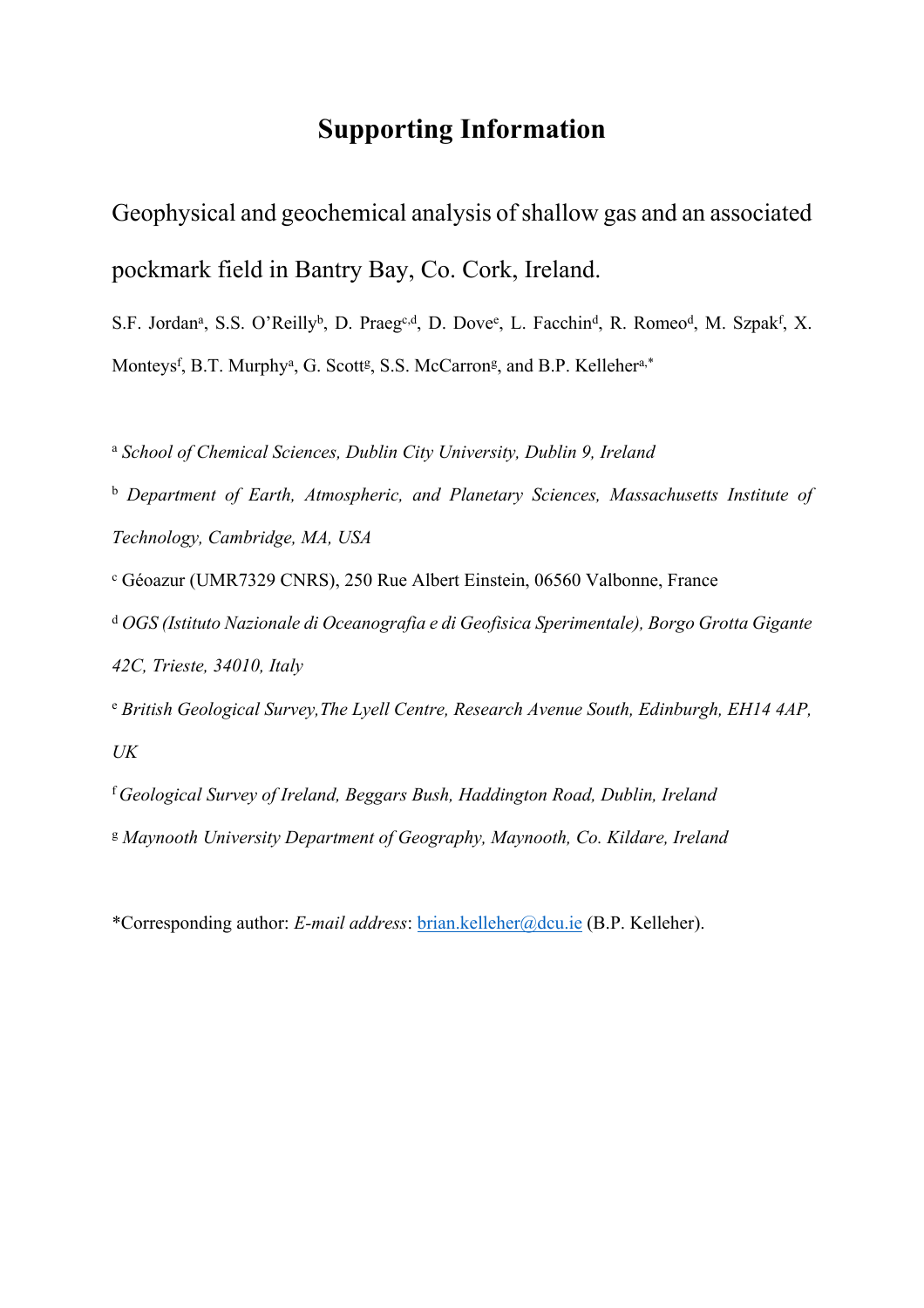# Supporting Information

Geophysical and geochemical analysis of shallow gas and an associated pockmark field in Bantry Bay, Co. Cork, Ireland.

S.F. Jordan[a], S.S. O'Reilly[b], D. Praeg[c,d], D. Dove[e], L. Facchin[d], R. Romeo[d], M. Szpak[f], X. Monteys[f], B.T. Murphy[a], G. Scott[g], S.S. McCarron[g], and B.P. Kelleher[a,*]

[a] *School of Chemical Sciences, Dublin City University, Dublin 9, Ireland*

[b] *Department of Earth, Atmospheric, and Planetary Sciences, Massachusetts Institute of Technology, Cambridge, MA, USA*

[c] Géoazur (UMR7329 CNRS), 250 Rue Albert Einstein, 06560 Valbonne, France

[d] *OGS (Istituto Nazionale di Oceanografia e di Geofisica Sperimentale), Borgo Grotta Gigante 42C, Trieste, 34010, Italy*

[e] *British Geological Survey,The Lyell Centre, Research Avenue South, Edinburgh, EH14 4AP, UK*

[f] *Geological Survey of Ireland, Beggars Bush, Haddington Road, Dublin, Ireland*

[g] *Maynooth University Department of Geography, Maynooth, Co. Kildare, Ireland*

*Corresponding author: *E-mail address*: brian.kelleher@dcu.ie (B.P. Kelleher).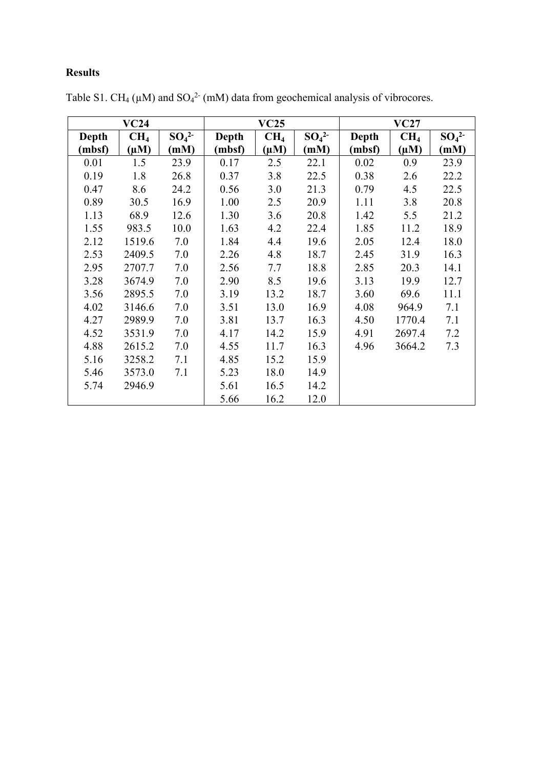**Results**

Table S1. $CH_4$ (µM) and $SO_4^{2-}$ (mM) data from geochemical analysis of vibrocores.

| VC24 | | | VC25 | | | VC27 | | |
|---|---|---|---|---|---|---|---|---|
| Depth (mbsf) | $CH_4$ (µM) | $SO_4^{2-}$ (mM) | Depth (mbsf) | $CH_4$ (µM) | $SO_4^{2-}$ (mM) | Depth (mbsf) | $CH_4$ (µM) | $SO_4^{2-}$ (mM) |
| 0.01 | 1.5 | 23.9 | 0.17 | 2.5 | 22.1 | 0.02 | 0.9 | 23.9 |
| 0.19 | 1.8 | 26.8 | 0.37 | 3.8 | 22.5 | 0.38 | 2.6 | 22.2 |
| 0.47 | 8.6 | 24.2 | 0.56 | 3.0 | 21.3 | 0.79 | 4.5 | 22.5 |
| 0.89 | 30.5 | 16.9 | 1.00 | 2.5 | 20.9 | 1.11 | 3.8 | 20.8 |
| 1.13 | 68.9 | 12.6 | 1.30 | 3.6 | 20.8 | 1.42 | 5.5 | 21.2 |
| 1.55 | 983.5 | 10.0 | 1.63 | 4.2 | 22.4 | 1.85 | 11.2 | 18.9 |
| 2.12 | 1519.6 | 7.0 | 1.84 | 4.4 | 19.6 | 2.05 | 12.4 | 18.0 |
| 2.53 | 2409.5 | 7.0 | 2.26 | 4.8 | 18.7 | 2.45 | 31.9 | 16.3 |
| 2.95 | 2707.7 | 7.0 | 2.56 | 7.7 | 18.8 | 2.85 | 20.3 | 14.1 |
| 3.28 | 3674.9 | 7.0 | 2.90 | 8.5 | 19.6 | 3.13 | 19.9 | 12.7 |
| 3.56 | 2895.5 | 7.0 | 3.19 | 13.2 | 18.7 | 3.60 | 69.6 | 11.1 |
| 4.02 | 3146.6 | 7.0 | 3.51 | 13.0 | 16.9 | 4.08 | 964.9 | 7.1 |
| 4.27 | 2989.9 | 7.0 | 3.81 | 13.7 | 16.3 | 4.50 | 1770.4 | 7.1 |
| 4.52 | 3531.9 | 7.0 | 4.17 | 14.2 | 15.9 | 4.91 | 2697.4 | 7.2 |
| 4.88 | 2615.2 | 7.0 | 4.55 | 11.7 | 16.3 | 4.96 | 3664.2 | 7.3 |
| 5.16 | 3258.2 | 7.1 | 4.85 | 15.2 | 15.9 | | | |
| 5.46 | 3573.0 | 7.1 | 5.23 | 18.0 | 14.9 | | | |
| 5.74 | 2946.9 | | 5.61 | 16.5 | 14.2 | | | |
| | | | 5.66 | 16.2 | 12.0 | | | |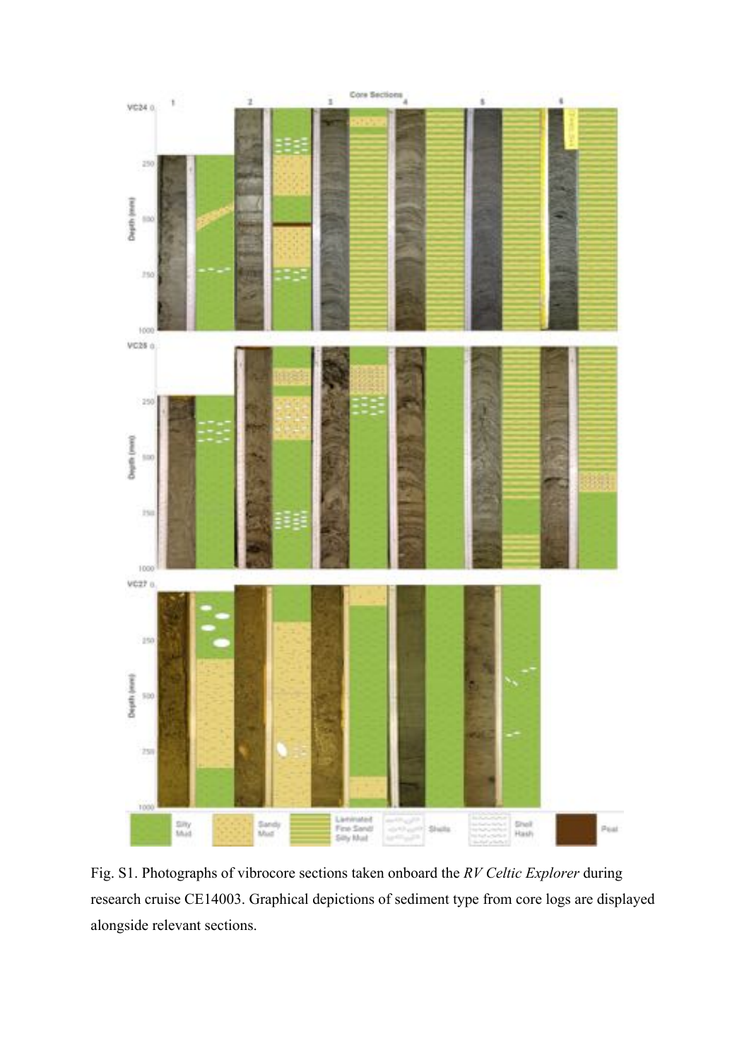Core Sections

1 2 3 4 5 6

VC24

VC26

VC27

Depth (mm)

0

250

500

750

1000

Silty Mud

Sandy Mud

Laminated Fine Sand/ Silty Mud

Shells

Shell Hash

Peat

Fig. S1. Photographs of vibrocore sections taken onboard the *RV Celtic Explorer* during research cruise CE14003. Graphical depictions of sediment type from core logs are displayed alongside relevant sections.